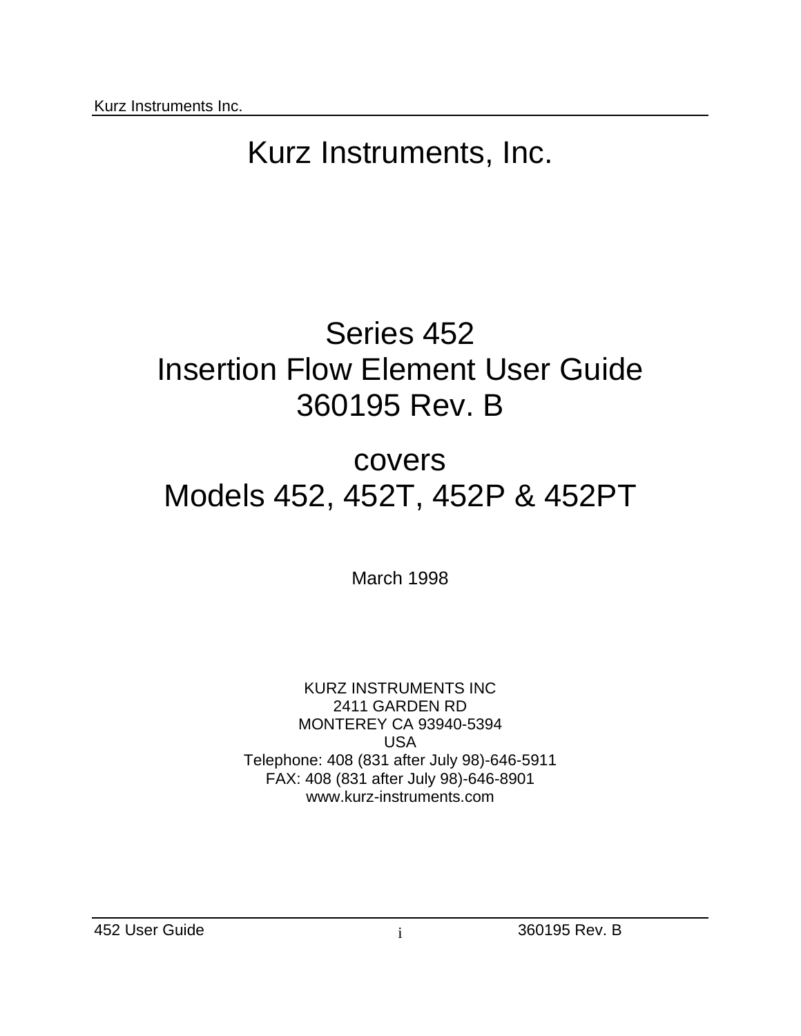# Kurz Instruments, Inc.

# Series 452
# Insertion Flow Element User Guide
# 360195 Rev. B

## covers
## Models 452, 452T, 452P & 452PT

March 1998

KURZ INSTRUMENTS INC  
2411 GARDEN RD  
MONTEREY CA 93940-5394  
USA  
Telephone: 408 (831 after July 98)-646-5911  
FAX: 408 (831 after July 98)-646-8901  
www.kurz-instruments.com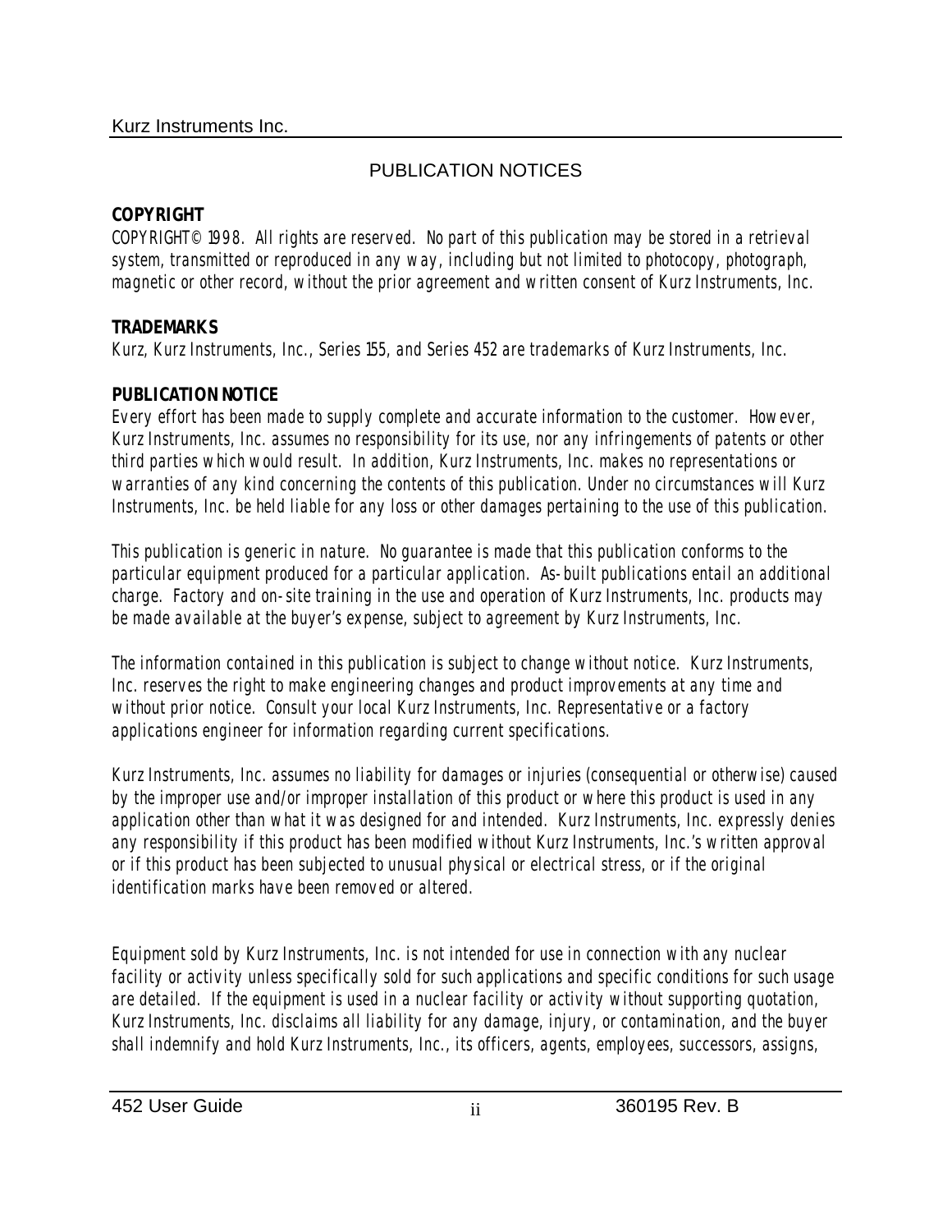## PUBLICATION NOTICES

**COPYRIGHT**

*COPYRIGHT© 1998. All rights are reserved. No part of this publication may be stored in a retrieval system, transmitted or reproduced in any way, including but not limited to photocopy, photograph, magnetic or other record, without the prior agreement and written consent of Kurz Instruments, Inc.*

**TRADEMARKS**

*Kurz, Kurz Instruments, Inc., Series 155, and Series 452 are trademarks of Kurz Instruments, Inc.*

**PUBLICATION NOTICE**

*Every effort has been made to supply complete and accurate information to the customer. However, Kurz Instruments, Inc. assumes no responsibility for its use, nor any infringements of patents or other third parties which would result. In addition, Kurz Instruments, Inc. makes no representations or warranties of any kind concerning the contents of this publication. Under no circumstances will Kurz Instruments, Inc. be held liable for any loss or other damages pertaining to the use of this publication.*

*This publication is generic in nature. No guarantee is made that this publication conforms to the particular equipment produced for a particular application. As-built publications entail an additional charge. Factory and on-site training in the use and operation of Kurz Instruments, Inc. products may be made available at the buyer's expense, subject to agreement by Kurz Instruments, Inc.*

*The information contained in this publication is subject to change without notice. Kurz Instruments, Inc. reserves the right to make engineering changes and product improvements at any time and without prior notice. Consult your local Kurz Instruments, Inc. Representative or a factory applications engineer for information regarding current specifications.*

*Kurz Instruments, Inc. assumes no liability for damages or injuries (consequential or otherwise) caused by the improper use and/or improper installation of this product or where this product is used in any application other than what it was designed for and intended. Kurz Instruments, Inc. expressly denies any responsibility if this product has been modified without Kurz Instruments, Inc.'s written approval or if this product has been subjected to unusual physical or electrical stress, or if the original identification marks have been removed or altered.*

*Equipment sold by Kurz Instruments, Inc. is not intended for use in connection with any nuclear facility or activity unless specifically sold for such applications and specific conditions for such usage are detailed. If the equipment is used in a nuclear facility or activity without supporting quotation, Kurz Instruments, Inc. disclaims all liability for any damage, injury, or contamination, and the buyer shall indemnify and hold Kurz Instruments, Inc., its officers, agents, employees, successors, assigns,*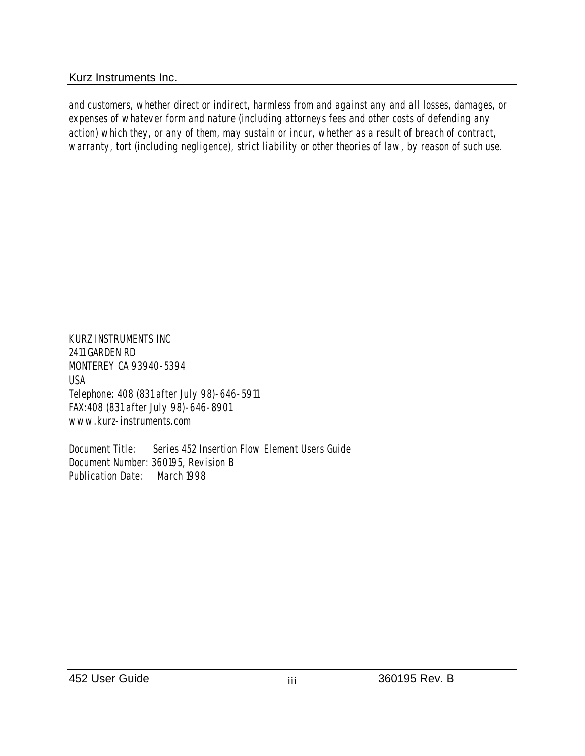*and customers, whether direct or indirect, harmless from and against any and all losses, damages, or expenses of whatever form and nature (including attorneys fees and other costs of defending any action) which they, or any of them, may sustain or incur, whether as a result of breach of contract, warranty, tort (including negligence), strict liability or other theories of law, by reason of such use.*

KURZ INSTRUMENTS INC
2411 GARDEN RD
MONTEREY CA 93940-5394
USA
Telephone: 408 (831 after July 98)-646-5911
FAX:408 (831 after July 98)-646-8901
www.kurz-instruments.com

Document Title: Series 452 Insertion Flow Element Users Guide
Document Number: 360195, Revision B
Publication Date: March 1998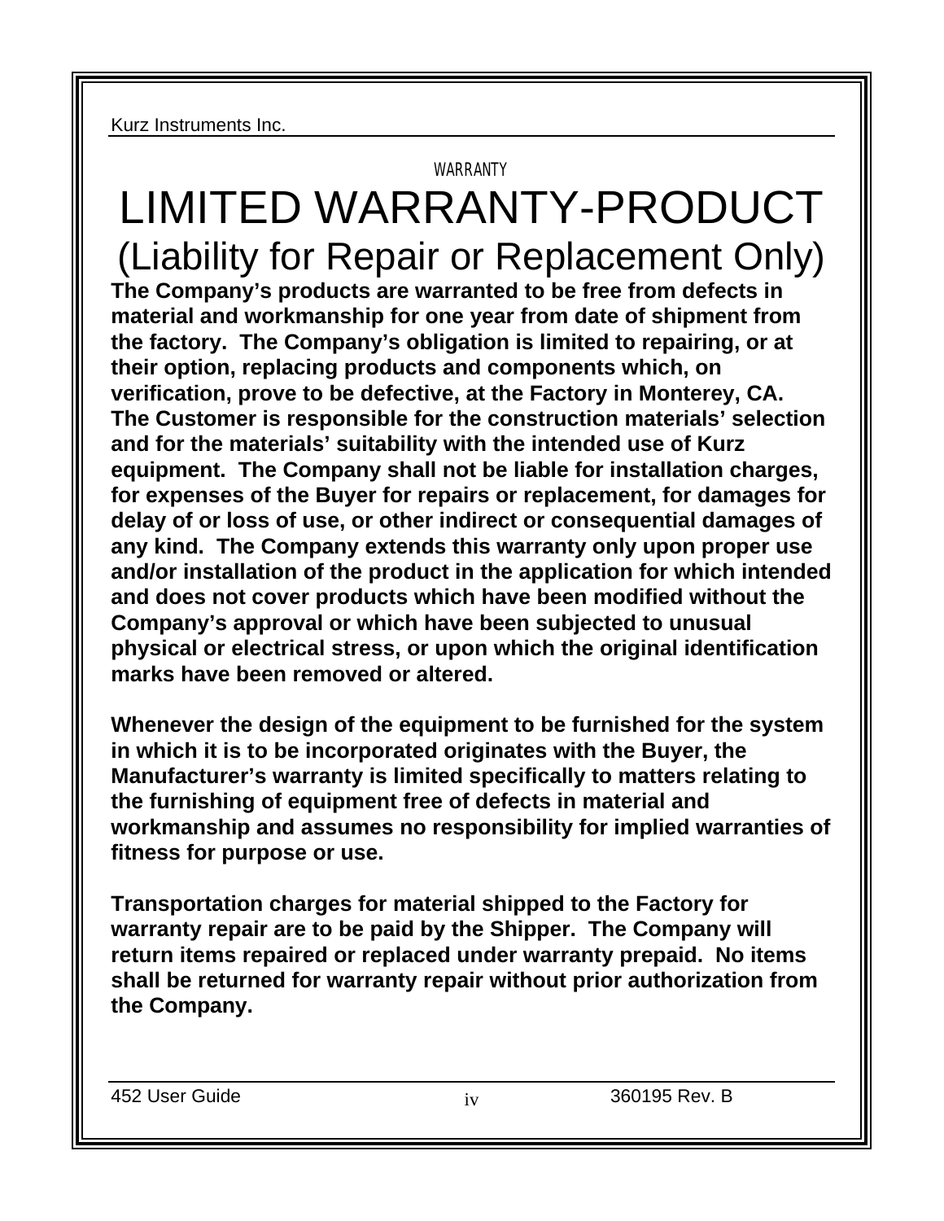WARRANTY

# LIMITED WARRANTY-PRODUCT

## (Liability for Repair or Replacement Only)

**The Company's products are warranted to be free from defects in material and workmanship for one year from date of shipment from the factory. The Company's obligation is limited to repairing, or at their option, replacing products and components which, on verification, prove to be defective, at the Factory in Monterey, CA. The Customer is responsible for the construction materials' selection and for the materials' suitability with the intended use of Kurz equipment. The Company shall not be liable for installation charges, for expenses of the Buyer for repairs or replacement, for damages for delay of or loss of use, or other indirect or consequential damages of any kind. The Company extends this warranty only upon proper use and/or installation of the product in the application for which intended and does not cover products which have been modified without the Company's approval or which have been subjected to unusual physical or electrical stress, or upon which the original identification marks have been removed or altered.**

**Whenever the design of the equipment to be furnished for the system in which it is to be incorporated originates with the Buyer, the Manufacturer's warranty is limited specifically to matters relating to the furnishing of equipment free of defects in material and workmanship and assumes no responsibility for implied warranties of fitness for purpose or use.**

**Transportation charges for material shipped to the Factory for warranty repair are to be paid by the Shipper. The Company will return items repaired or replaced under warranty prepaid. No items shall be returned for warranty repair without prior authorization from the Company.**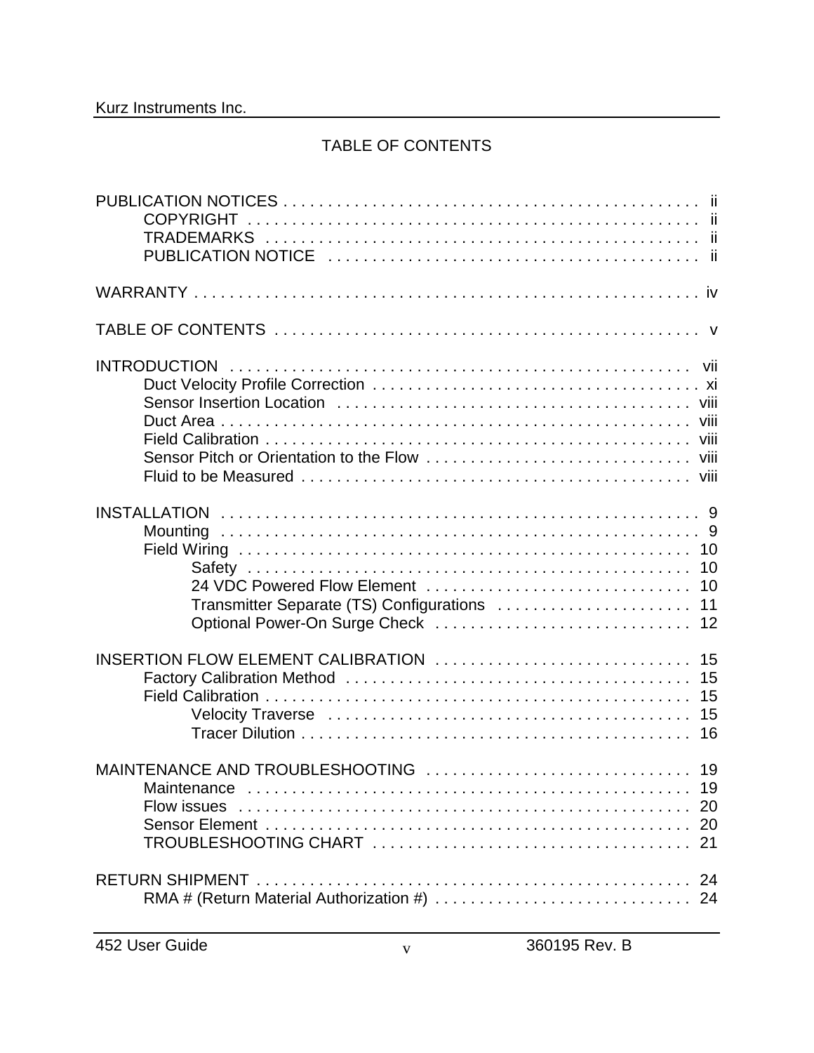# TABLE OF CONTENTS

PUBLICATION NOTICES . . . . . . . . . . . . . . . . . . . . . . . . . . . . . . . . . . . . . . . . . . . . . . ii
- COPYRIGHT . . . . . . . . . . . . . . . . . . . . . . . . . . . . . . . . . . . . . . . . . . . . . . ii
- TRADEMARKS . . . . . . . . . . . . . . . . . . . . . . . . . . . . . . . . . . . . . . . . . . . . ii
- PUBLICATION NOTICE . . . . . . . . . . . . . . . . . . . . . . . . . . . . . . . . . . . . . ii

WARRANTY . . . . . . . . . . . . . . . . . . . . . . . . . . . . . . . . . . . . . . . . . . . . . . . . . . . iv

TABLE OF CONTENTS . . . . . . . . . . . . . . . . . . . . . . . . . . . . . . . . . . . . . . . . . . . v

INTRODUCTION . . . . . . . . . . . . . . . . . . . . . . . . . . . . . . . . . . . . . . . . . . . . . . . vii
- Duct Velocity Profile Correction . . . . . . . . . . . . . . . . . . . . . . . . . . . . . . . . . . xi
- Sensor Insertion Location . . . . . . . . . . . . . . . . . . . . . . . . . . . . . . . . . . . . viii
- Duct Area . . . . . . . . . . . . . . . . . . . . . . . . . . . . . . . . . . . . . . . . . . . . . . . . . viii
- Field Calibration . . . . . . . . . . . . . . . . . . . . . . . . . . . . . . . . . . . . . . . . . . . . viii
- Sensor Pitch or Orientation to the Flow . . . . . . . . . . . . . . . . . . . . . . . . . . . . viii
- Fluid to be Measured . . . . . . . . . . . . . . . . . . . . . . . . . . . . . . . . . . . . . . . . . viii

INSTALLATION . . . . . . . . . . . . . . . . . . . . . . . . . . . . . . . . . . . . . . . . . . . . . . . . 9
- Mounting . . . . . . . . . . . . . . . . . . . . . . . . . . . . . . . . . . . . . . . . . . . . . . . . . . 9
- Field Wiring . . . . . . . . . . . . . . . . . . . . . . . . . . . . . . . . . . . . . . . . . . . . . . . . 10
  - Safety . . . . . . . . . . . . . . . . . . . . . . . . . . . . . . . . . . . . . . . . . . . . . . . . 10
  - 24 VDC Powered Flow Element . . . . . . . . . . . . . . . . . . . . . . . . . . . . . . 10
  - Transmitter Separate (TS) Configurations . . . . . . . . . . . . . . . . . . . . . . 11
  - Optional Power-On Surge Check . . . . . . . . . . . . . . . . . . . . . . . . . . . . 12

INSERTION FLOW ELEMENT CALIBRATION . . . . . . . . . . . . . . . . . . . . . . . . . . . . 15
- Factory Calibration Method . . . . . . . . . . . . . . . . . . . . . . . . . . . . . . . . . . . . . 15
- Field Calibration . . . . . . . . . . . . . . . . . . . . . . . . . . . . . . . . . . . . . . . . . . . . 15
  - Velocity Traverse . . . . . . . . . . . . . . . . . . . . . . . . . . . . . . . . . . . . . . . . 15
  - Tracer Dilution . . . . . . . . . . . . . . . . . . . . . . . . . . . . . . . . . . . . . . . . . . 16

MAINTENANCE AND TROUBLESHOOTING . . . . . . . . . . . . . . . . . . . . . . . . . . . . . 19
- Maintenance . . . . . . . . . . . . . . . . . . . . . . . . . . . . . . . . . . . . . . . . . . . . . . . 19
- Flow issues . . . . . . . . . . . . . . . . . . . . . . . . . . . . . . . . . . . . . . . . . . . . . . . 20
- Sensor Element . . . . . . . . . . . . . . . . . . . . . . . . . . . . . . . . . . . . . . . . . . . . . 20
- TROUBLESHOOTING CHART . . . . . . . . . . . . . . . . . . . . . . . . . . . . . . . . . . . 21

RETURN SHIPMENT . . . . . . . . . . . . . . . . . . . . . . . . . . . . . . . . . . . . . . . . . . . . 24
- RMA # (Return Material Authorization #) . . . . . . . . . . . . . . . . . . . . . . . . . . . . 24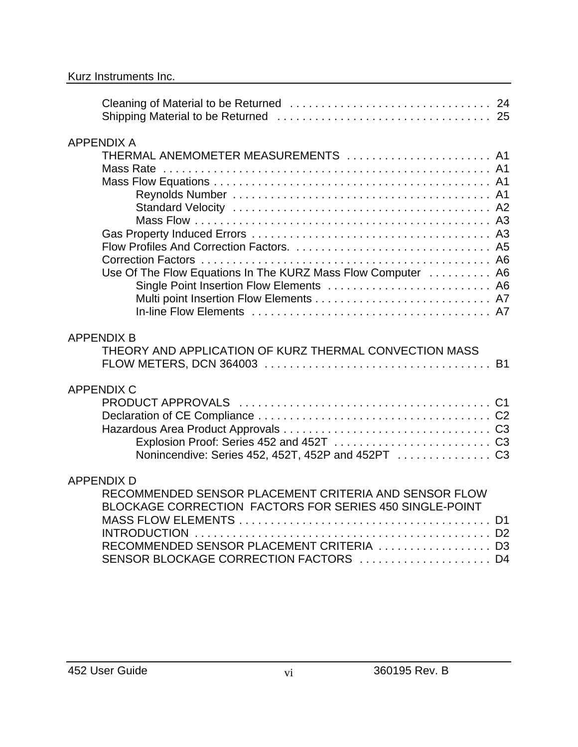Cleaning of Material to be Returned . . . . . . . . . . . . . . . . . . . . . . . . . . . . . . . . 24
Shipping Material to be Returned . . . . . . . . . . . . . . . . . . . . . . . . . . . . . . . . . . 25

APPENDIX A
THERMAL ANEMOMETER MEASUREMENTS . . . . . . . . . . . . . . . . . . . . . . . A1
Mass Rate . . . . . . . . . . . . . . . . . . . . . . . . . . . . . . . . . . . . . . . . . . . . . . . . . . . A1
Mass Flow Equations . . . . . . . . . . . . . . . . . . . . . . . . . . . . . . . . . . . . . . . . . . . . A1
Reynolds Number . . . . . . . . . . . . . . . . . . . . . . . . . . . . . . . . . . . . . . . . . A1
Standard Velocity . . . . . . . . . . . . . . . . . . . . . . . . . . . . . . . . . . . . . . . . . A2
Mass Flow . . . . . . . . . . . . . . . . . . . . . . . . . . . . . . . . . . . . . . . . . . . . . . . A3
Gas Property Induced Errors . . . . . . . . . . . . . . . . . . . . . . . . . . . . . . . . . . . . . . A3
Flow Profiles And Correction Factors. . . . . . . . . . . . . . . . . . . . . . . . . . . . . . . . A5
Correction Factors . . . . . . . . . . . . . . . . . . . . . . . . . . . . . . . . . . . . . . . . . . . . . . A6
Use Of The Flow Equations In The KURZ Mass Flow Computer . . . . . . . . . . A6
Single Point Insertion Flow Elements . . . . . . . . . . . . . . . . . . . . . . . . . . A6
Multi point Insertion Flow Elements . . . . . . . . . . . . . . . . . . . . . . . . . . . . A7
In-line Flow Elements . . . . . . . . . . . . . . . . . . . . . . . . . . . . . . . . . . . . . . A7

APPENDIX B
THEORY AND APPLICATION OF KURZ THERMAL CONVECTION MASS FLOW METERS, DCN 364003 . . . . . . . . . . . . . . . . . . . . . . . . . . . . . . . . . . . . B1

APPENDIX C
PRODUCT APPROVALS . . . . . . . . . . . . . . . . . . . . . . . . . . . . . . . . . . . . . . . . C1
Declaration of CE Compliance . . . . . . . . . . . . . . . . . . . . . . . . . . . . . . . . . . . . . C2
Hazardous Area Product Approvals . . . . . . . . . . . . . . . . . . . . . . . . . . . . . . . . . C3
Explosion Proof: Series 452 and 452T . . . . . . . . . . . . . . . . . . . . . . . . . C3
Nonincendive: Series 452, 452T, 452P and 452PT . . . . . . . . . . . . . . . C3

APPENDIX D
RECOMMENDED SENSOR PLACEMENT CRITERIA AND SENSOR FLOW BLOCKAGE CORRECTION FACTORS FOR SERIES 450 SINGLE-POINT MASS FLOW ELEMENTS . . . . . . . . . . . . . . . . . . . . . . . . . . . . . . . . . . . . . . . . D1
INTRODUCTION . . . . . . . . . . . . . . . . . . . . . . . . . . . . . . . . . . . . . . . . . . . . . . . D2
RECOMMENDED SENSOR PLACEMENT CRITERIA . . . . . . . . . . . . . . . . . . D3
SENSOR BLOCKAGE CORRECTION FACTORS . . . . . . . . . . . . . . . . . . . . . D4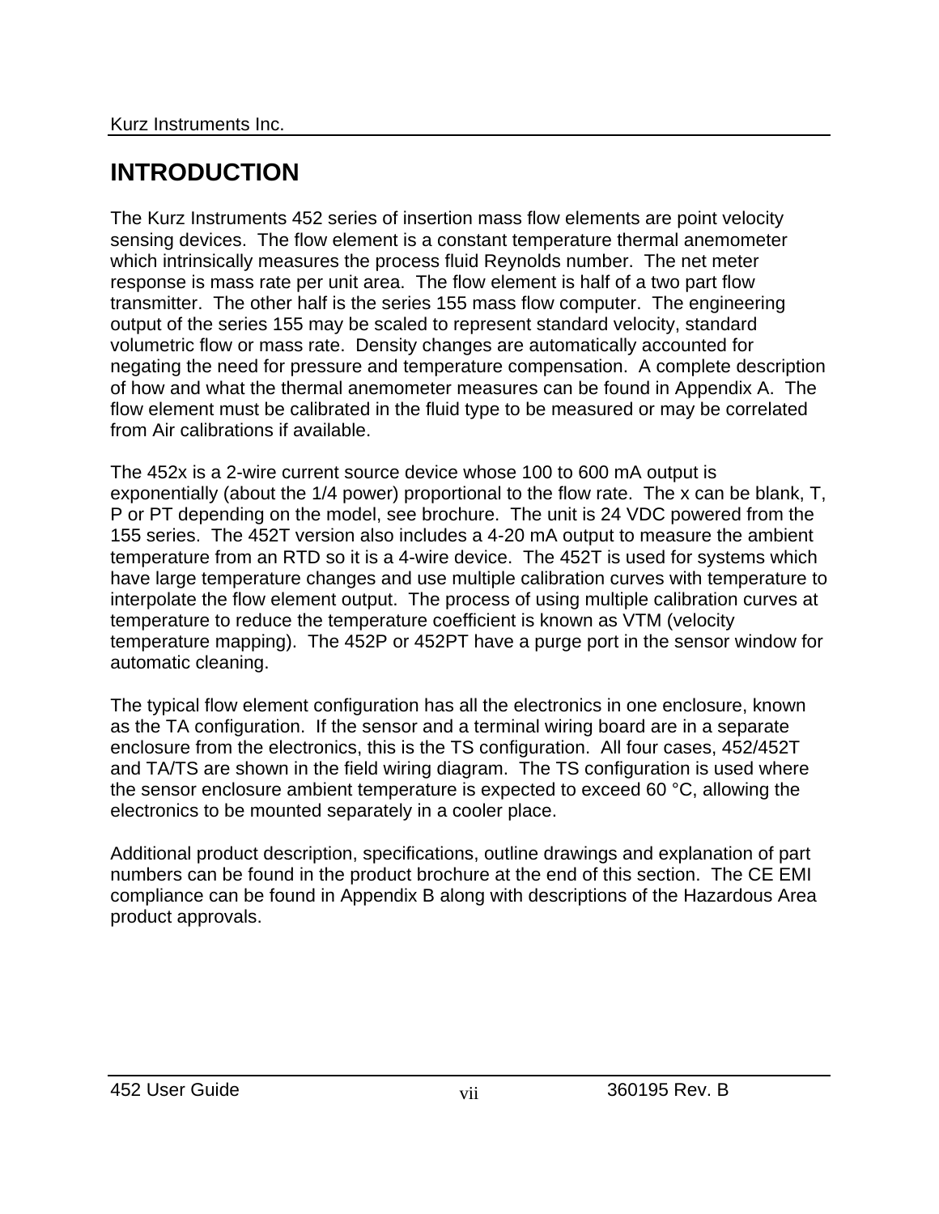# INTRODUCTION

The Kurz Instruments 452 series of insertion mass flow elements are point velocity sensing devices. The flow element is a constant temperature thermal anemometer which intrinsically measures the process fluid Reynolds number. The net meter response is mass rate per unit area. The flow element is half of a two part flow transmitter. The other half is the series 155 mass flow computer. The engineering output of the series 155 may be scaled to represent standard velocity, standard volumetric flow or mass rate. Density changes are automatically accounted for negating the need for pressure and temperature compensation. A complete description of how and what the thermal anemometer measures can be found in Appendix A. The flow element must be calibrated in the fluid type to be measured or may be correlated from Air calibrations if available.

The 452x is a 2-wire current source device whose 100 to 600 mA output is exponentially (about the 1/4 power) proportional to the flow rate. The x can be blank, T, P or PT depending on the model, see brochure. The unit is 24 VDC powered from the 155 series. The 452T version also includes a 4-20 mA output to measure the ambient temperature from an RTD so it is a 4-wire device. The 452T is used for systems which have large temperature changes and use multiple calibration curves with temperature to interpolate the flow element output. The process of using multiple calibration curves at temperature to reduce the temperature coefficient is known as VTM (velocity temperature mapping). The 452P or 452PT have a purge port in the sensor window for automatic cleaning.

The typical flow element configuration has all the electronics in one enclosure, known as the TA configuration. If the sensor and a terminal wiring board are in a separate enclosure from the electronics, this is the TS configuration. All four cases, 452/452T and TA/TS are shown in the field wiring diagram. The TS configuration is used where the sensor enclosure ambient temperature is expected to exceed 60 °C, allowing the electronics to be mounted separately in a cooler place.

Additional product description, specifications, outline drawings and explanation of part numbers can be found in the product brochure at the end of this section. The CE EMI compliance can be found in Appendix B along with descriptions of the Hazardous Area product approvals.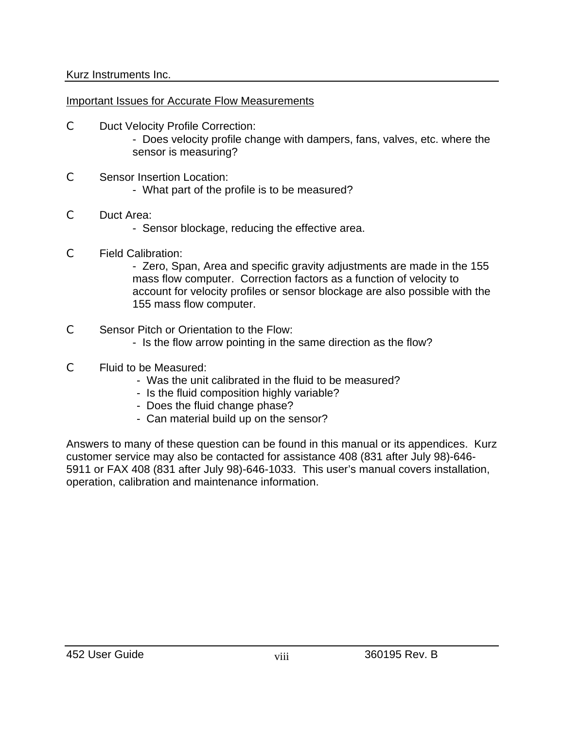## Important Issues for Accurate Flow Measurements

- Duct Velocity Profile Correction:
  - Does velocity profile change with dampers, fans, valves, etc. where the sensor is measuring?

- Sensor Insertion Location:
  - What part of the profile is to be measured?

- Duct Area:
  - Sensor blockage, reducing the effective area.

- Field Calibration:
  - Zero, Span, Area and specific gravity adjustments are made in the 155 mass flow computer. Correction factors as a function of velocity to account for velocity profiles or sensor blockage are also possible with the 155 mass flow computer.

- Sensor Pitch or Orientation to the Flow:
  - Is the flow arrow pointing in the same direction as the flow?

- Fluid to be Measured:
  - Was the unit calibrated in the fluid to be measured?
  - Is the fluid composition highly variable?
  - Does the fluid change phase?
  - Can material build up on the sensor?

Answers to many of these question can be found in this manual or its appendices. Kurz customer service may also be contacted for assistance 408 (831 after July 98)-646-5911 or FAX 408 (831 after July 98)-646-1033. This user's manual covers installation, operation, calibration and maintenance information.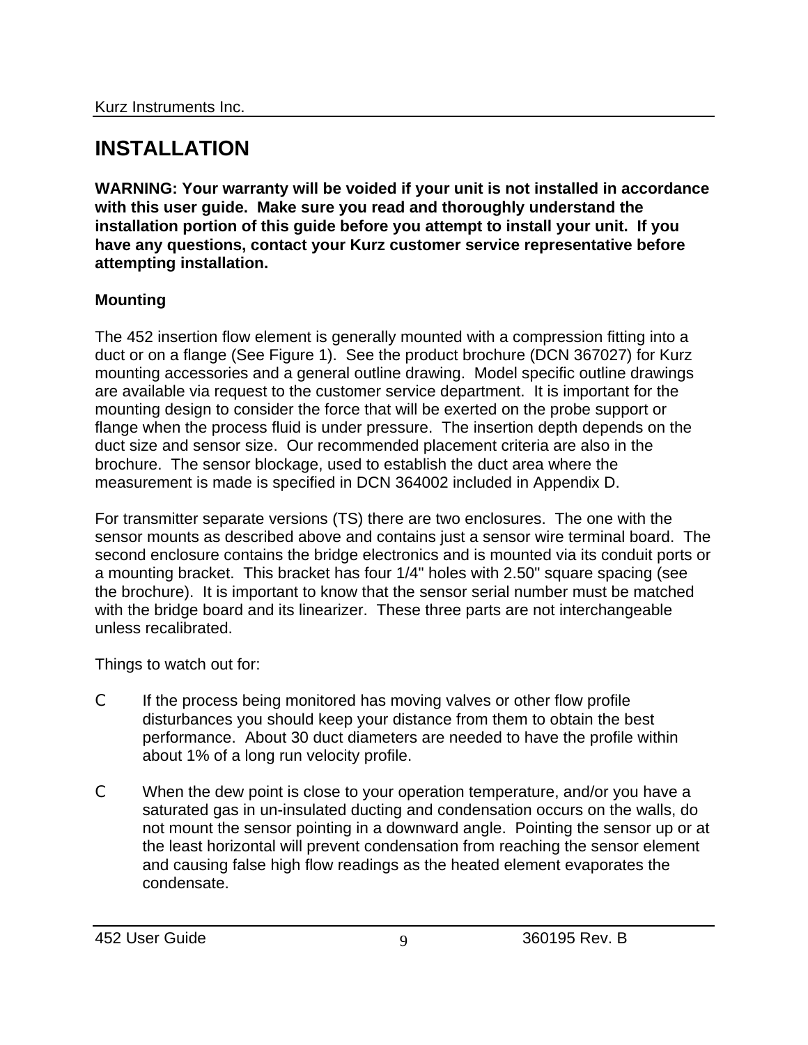# INSTALLATION

**WARNING: Your warranty will be voided if your unit is not installed in accordance with this user guide. Make sure you read and thoroughly understand the installation portion of this guide before you attempt to install your unit. If you have any questions, contact your Kurz customer service representative before attempting installation.**

**Mounting**

The 452 insertion flow element is generally mounted with a compression fitting into a duct or on a flange (See Figure 1). See the product brochure (DCN 367027) for Kurz mounting accessories and a general outline drawing. Model specific outline drawings are available via request to the customer service department. It is important for the mounting design to consider the force that will be exerted on the probe support or flange when the process fluid is under pressure. The insertion depth depends on the duct size and sensor size. Our recommended placement criteria are also in the brochure. The sensor blockage, used to establish the duct area where the measurement is made is specified in DCN 364002 included in Appendix D.

For transmitter separate versions (TS) there are two enclosures. The one with the sensor mounts as described above and contains just a sensor wire terminal board. The second enclosure contains the bridge electronics and is mounted via its conduit ports or a mounting bracket. This bracket has four 1/4" holes with 2.50" square spacing (see the brochure). It is important to know that the sensor serial number must be matched with the bridge board and its linearizer. These three parts are not interchangeable unless recalibrated.

Things to watch out for:

- If the process being monitored has moving valves or other flow profile disturbances you should keep your distance from them to obtain the best performance. About 30 duct diameters are needed to have the profile within about 1% of a long run velocity profile.

- When the dew point is close to your operation temperature, and/or you have a saturated gas in un-insulated ducting and condensation occurs on the walls, do not mount the sensor pointing in a downward angle. Pointing the sensor up or at the least horizontal will prevent condensation from reaching the sensor element and causing false high flow readings as the heated element evaporates the condensate.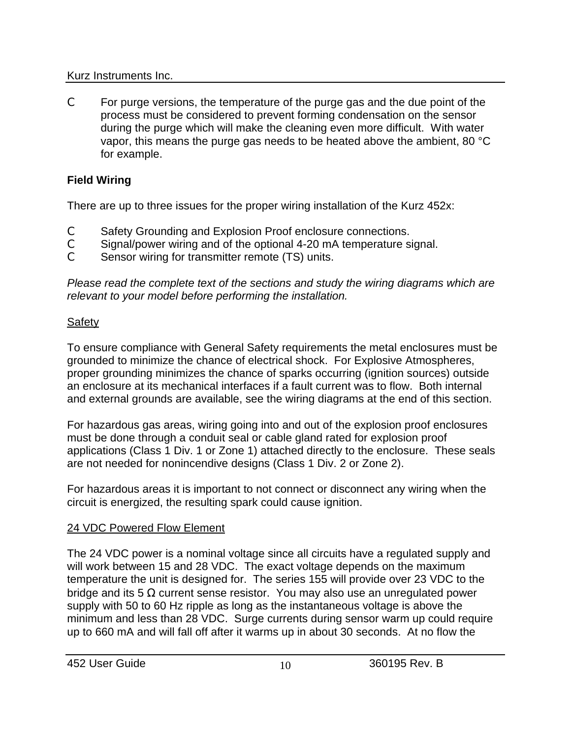- For purge versions, the temperature of the purge gas and the due point of the process must be considered to prevent forming condensation on the sensor during the purge which will make the cleaning even more difficult. With water vapor, this means the purge gas needs to be heated above the ambient, 80 °C for example.

**Field Wiring**

There are up to three issues for the proper wiring installation of the Kurz 452x:

- Safety Grounding and Explosion Proof enclosure connections.
- Signal/power wiring and of the optional 4-20 mA temperature signal.
- Sensor wiring for transmitter remote (TS) units.

*Please read the complete text of the sections and study the wiring diagrams which are relevant to your model before performing the installation.*

Safety

To ensure compliance with General Safety requirements the metal enclosures must be grounded to minimize the chance of electrical shock. For Explosive Atmospheres, proper grounding minimizes the chance of sparks occurring (ignition sources) outside an enclosure at its mechanical interfaces if a fault current was to flow. Both internal and external grounds are available, see the wiring diagrams at the end of this section.

For hazardous gas areas, wiring going into and out of the explosion proof enclosures must be done through a conduit seal or cable gland rated for explosion proof applications (Class 1 Div. 1 or Zone 1) attached directly to the enclosure. These seals are not needed for nonincendive designs (Class 1 Div. 2 or Zone 2).

For hazardous areas it is important to not connect or disconnect any wiring when the circuit is energized, the resulting spark could cause ignition.

24 VDC Powered Flow Element

The 24 VDC power is a nominal voltage since all circuits have a regulated supply and will work between 15 and 28 VDC. The exact voltage depends on the maximum temperature the unit is designed for. The series 155 will provide over 23 VDC to the bridge and its 5 Ω current sense resistor. You may also use an unregulated power supply with 50 to 60 Hz ripple as long as the instantaneous voltage is above the minimum and less than 28 VDC. Surge currents during sensor warm up could require up to 660 mA and will fall off after it warms up in about 30 seconds. At no flow the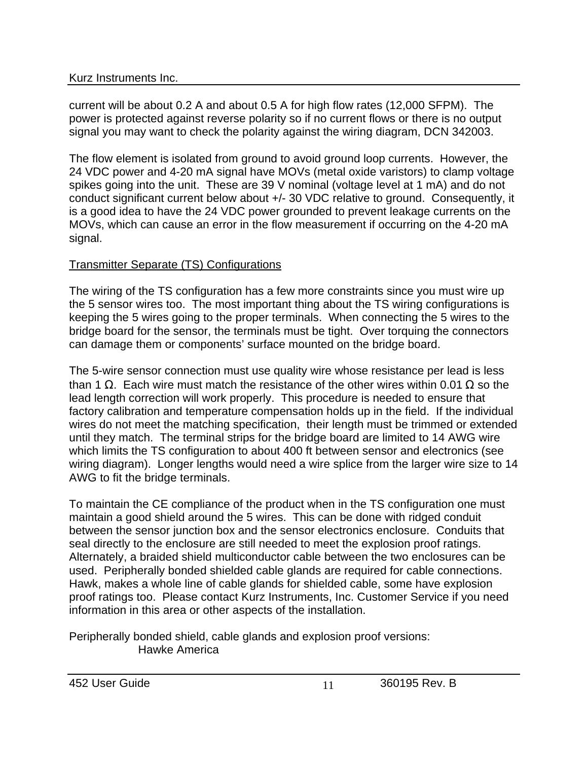current will be about 0.2 A and about 0.5 A for high flow rates (12,000 SFPM). The power is protected against reverse polarity so if no current flows or there is no output signal you may want to check the polarity against the wiring diagram, DCN 342003.

The flow element is isolated from ground to avoid ground loop currents. However, the 24 VDC power and 4-20 mA signal have MOVs (metal oxide varistors) to clamp voltage spikes going into the unit. These are 39 V nominal (voltage level at 1 mA) and do not conduct significant current below about +/- 30 VDC relative to ground. Consequently, it is a good idea to have the 24 VDC power grounded to prevent leakage currents on the MOVs, which can cause an error in the flow measurement if occurring on the 4-20 mA signal.

Transmitter Separate (TS) Configurations

The wiring of the TS configuration has a few more constraints since you must wire up the 5 sensor wires too. The most important thing about the TS wiring configurations is keeping the 5 wires going to the proper terminals. When connecting the 5 wires to the bridge board for the sensor, the terminals must be tight. Over torquing the connectors can damage them or components' surface mounted on the bridge board.

The 5-wire sensor connection must use quality wire whose resistance per lead is less than 1 Ω. Each wire must match the resistance of the other wires within 0.01 Ω so the lead length correction will work properly. This procedure is needed to ensure that factory calibration and temperature compensation holds up in the field. If the individual wires do not meet the matching specification, their length must be trimmed or extended until they match. The terminal strips for the bridge board are limited to 14 AWG wire which limits the TS configuration to about 400 ft between sensor and electronics (see wiring diagram). Longer lengths would need a wire splice from the larger wire size to 14 AWG to fit the bridge terminals.

To maintain the CE compliance of the product when in the TS configuration one must maintain a good shield around the 5 wires. This can be done with ridged conduit between the sensor junction box and the sensor electronics enclosure. Conduits that seal directly to the enclosure are still needed to meet the explosion proof ratings. Alternately, a braided shield multiconductor cable between the two enclosures can be used. Peripherally bonded shielded cable glands are required for cable connections. Hawk, makes a whole line of cable glands for shielded cable, some have explosion proof ratings too. Please contact Kurz Instruments, Inc. Customer Service if you need information in this area or other aspects of the installation.

Peripherally bonded shield, cable glands and explosion proof versions:

Hawke America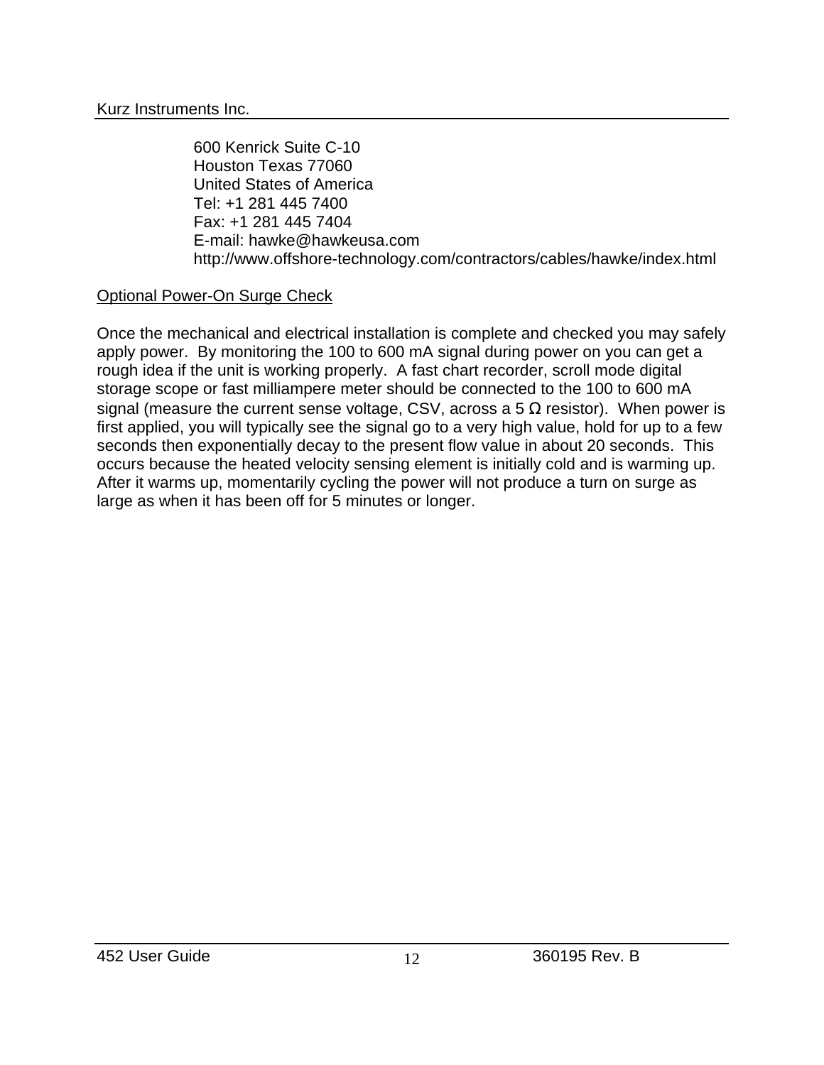Kurz Instruments Inc.

600 Kenrick Suite C-10
Houston Texas 77060
United States of America
Tel: +1 281 445 7400
Fax: +1 281 445 7404
E-mail: hawke@hawkeusa.com
http://www.offshore-technology.com/contractors/cables/hawke/index.html

## Optional Power-On Surge Check

Once the mechanical and electrical installation is complete and checked you may safely apply power. By monitoring the 100 to 600 mA signal during power on you can get a rough idea if the unit is working properly. A fast chart recorder, scroll mode digital storage scope or fast milliampere meter should be connected to the 100 to 600 mA signal (measure the current sense voltage, CSV, across a 5 Ω resistor). When power is first applied, you will typically see the signal go to a very high value, hold for up to a few seconds then exponentially decay to the present flow value in about 20 seconds. This occurs because the heated velocity sensing element is initially cold and is warming up. After it warms up, momentarily cycling the power will not produce a turn on surge as large as when it has been off for 5 minutes or longer.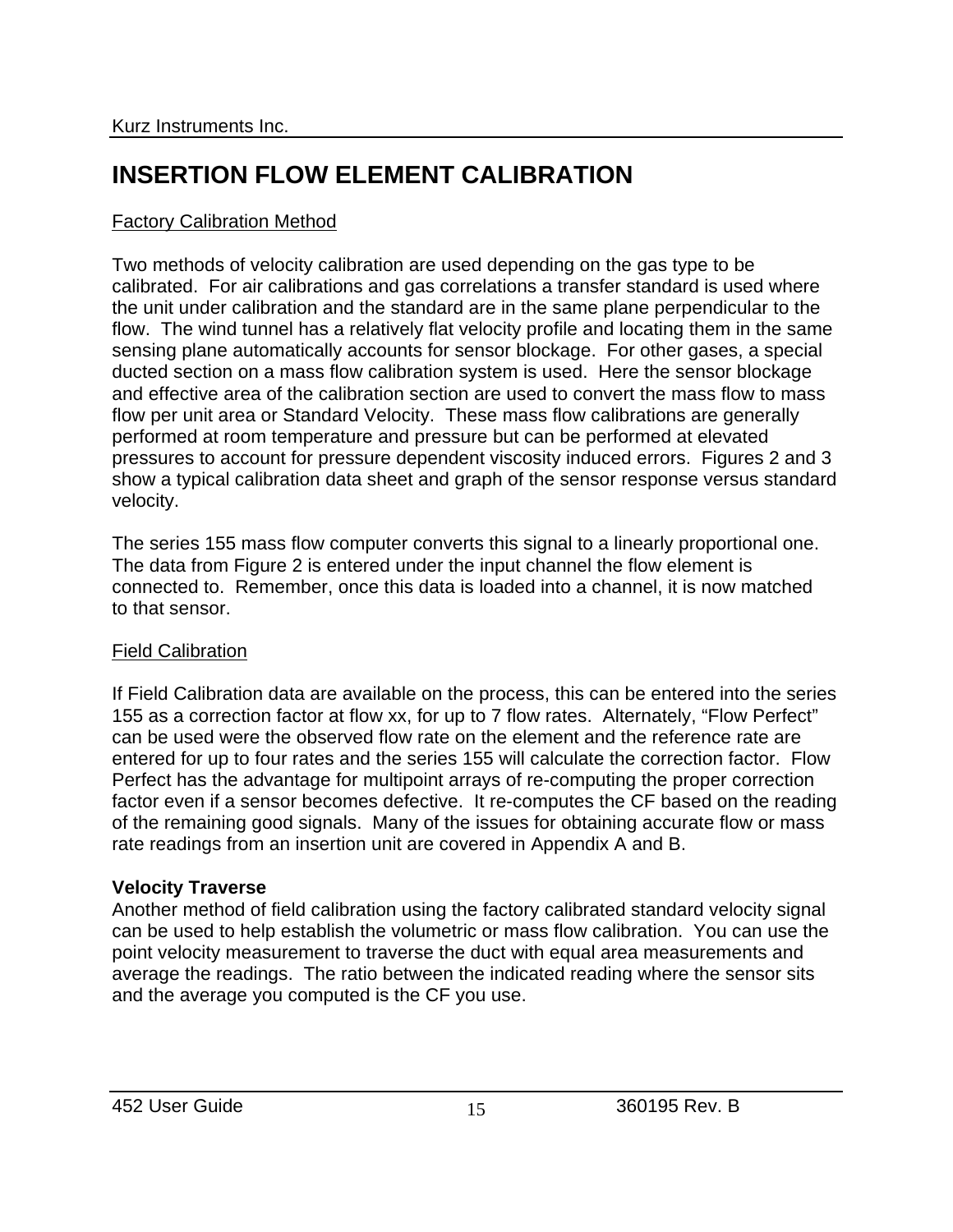# INSERTION FLOW ELEMENT CALIBRATION

Factory Calibration Method

Two methods of velocity calibration are used depending on the gas type to be calibrated. For air calibrations and gas correlations a transfer standard is used where the unit under calibration and the standard are in the same plane perpendicular to the flow. The wind tunnel has a relatively flat velocity profile and locating them in the same sensing plane automatically accounts for sensor blockage. For other gases, a special ducted section on a mass flow calibration system is used. Here the sensor blockage and effective area of the calibration section are used to convert the mass flow to mass flow per unit area or Standard Velocity. These mass flow calibrations are generally performed at room temperature and pressure but can be performed at elevated pressures to account for pressure dependent viscosity induced errors. Figures 2 and 3 show a typical calibration data sheet and graph of the sensor response versus standard velocity.

The series 155 mass flow computer converts this signal to a linearly proportional one. The data from Figure 2 is entered under the input channel the flow element is connected to. Remember, once this data is loaded into a channel, it is now matched to that sensor.

Field Calibration

If Field Calibration data are available on the process, this can be entered into the series 155 as a correction factor at flow xx, for up to 7 flow rates. Alternately, “Flow Perfect” can be used were the observed flow rate on the element and the reference rate are entered for up to four rates and the series 155 will calculate the correction factor. Flow Perfect has the advantage for multipoint arrays of re-computing the proper correction factor even if a sensor becomes defective. It re-computes the CF based on the reading of the remaining good signals. Many of the issues for obtaining accurate flow or mass rate readings from an insertion unit are covered in Appendix A and B.

**Velocity Traverse**

Another method of field calibration using the factory calibrated standard velocity signal can be used to help establish the volumetric or mass flow calibration. You can use the point velocity measurement to traverse the duct with equal area measurements and average the readings. The ratio between the indicated reading where the sensor sits and the average you computed is the CF you use.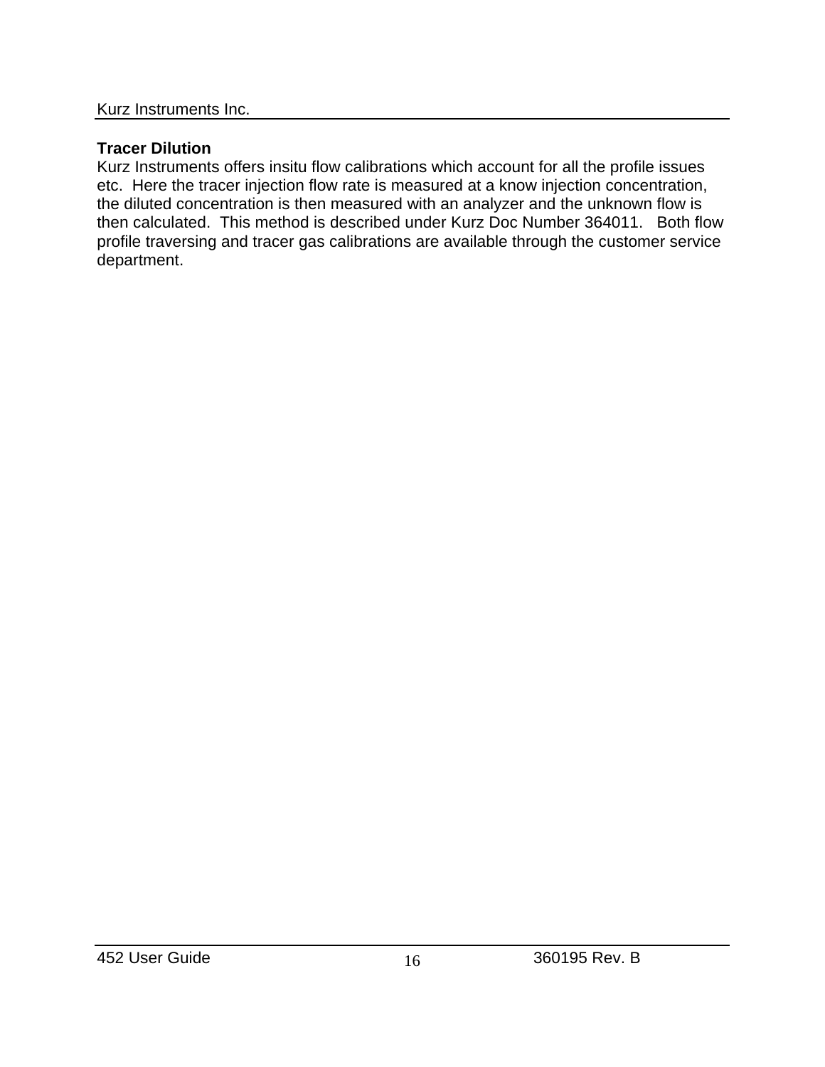**Tracer Dilution**

Kurz Instruments offers insitu flow calibrations which account for all the profile issues etc. Here the tracer injection flow rate is measured at a know injection concentration, the diluted concentration is then measured with an analyzer and the unknown flow is then calculated. This method is described under Kurz Doc Number 364011. Both flow profile traversing and tracer gas calibrations are available through the customer service department.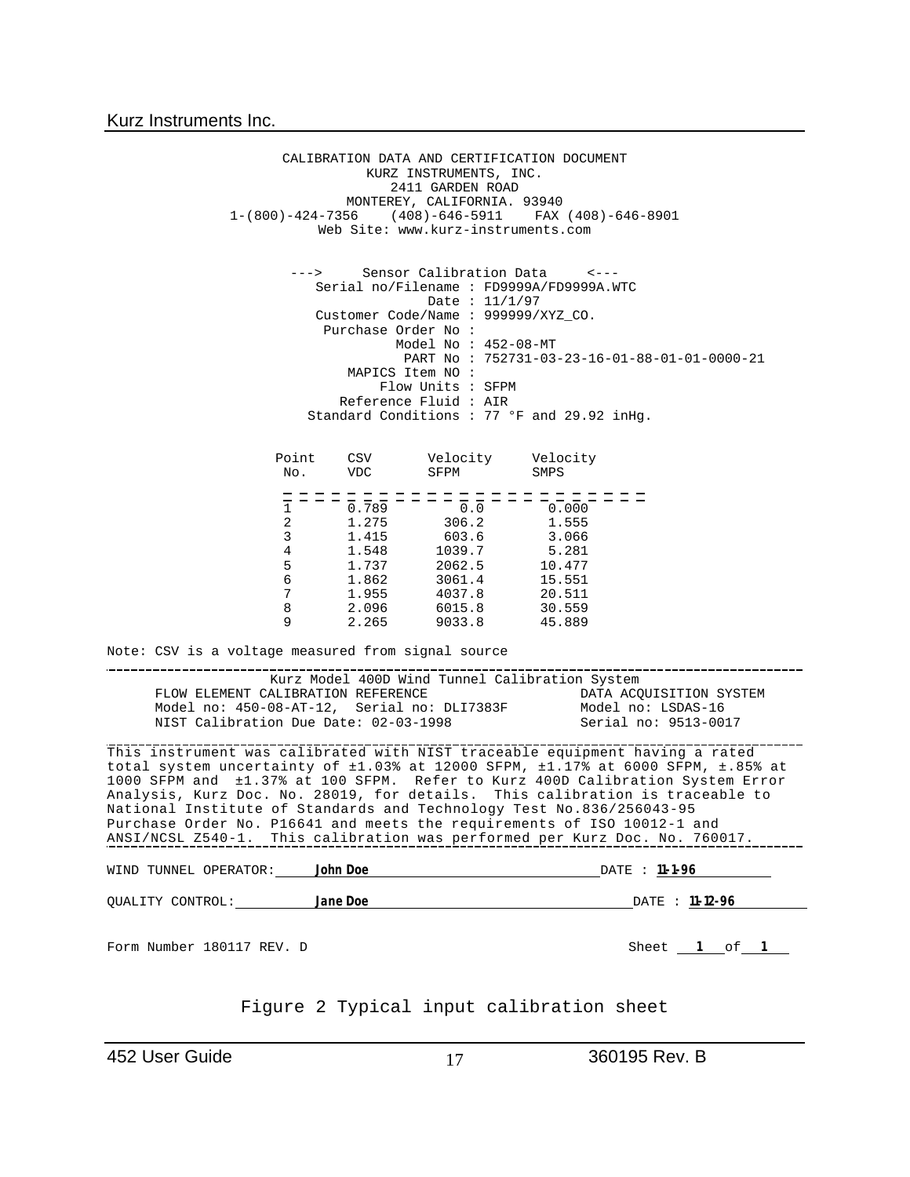CALIBRATION DATA AND CERTIFICATION DOCUMENT
KURZ INSTRUMENTS, INC.
2411 GARDEN ROAD
MONTEREY, CALIFORNIA. 93940
1-(800)-424-7356 (408)-646-5911 FAX (408)-646-8901
Web Site: www.kurz-instruments.com

---> Sensor Calibration Data <---

Serial no/Filename : FD9999A/FD9999A.WTC
Date : 11/1/97
Customer Code/Name : 999999/XYZ_CO.
Purchase Order No :
Model No : 452-08-MT
PART No : 752731-03-23-16-01-88-01-01-0000-21
MAPICS Item NO :
Flow Units : SFPM
Reference Fluid : AIR
Standard Conditions : 77 °F and 29.92 inHg.

| Point No. | CSV VDC | Velocity SFPM | Velocity SMPS |
|---|---|---|---|
| 1 | 0.789 | 0.0 | 0.000 |
| 2 | 1.275 | 306.2 | 1.555 |
| 3 | 1.415 | 603.6 | 3.066 |
| 4 | 1.548 | 1039.7 | 5.281 |
| 5 | 1.737 | 2062.5 | 10.477 |
| 6 | 1.862 | 3061.4 | 15.551 |
| 7 | 1.955 | 4037.8 | 20.511 |
| 8 | 2.096 | 6015.8 | 30.559 |
| 9 | 2.265 | 9033.8 | 45.889 |

Note: CSV is a voltage measured from signal source

Kurz Model 400D Wind Tunnel Calibration System

FLOW ELEMENT CALIBRATION REFERENCE
Model no: 450-08-AT-12, Serial no: DLI7383F
NIST Calibration Due Date: 02-03-1998

DATA ACQUISITION SYSTEM
Model no: LSDAS-16
Serial no: 9513-0017

This instrument was calibrated with NIST traceable equipment having a rated total system uncertainty of ±1.03% at 12000 SFPM, ±1.17% at 6000 SFPM, ±.85% at 1000 SFPM and ±1.37% at 100 SFPM. Refer to Kurz 400D Calibration System Error Analysis, Kurz Doc. No. 28019, for details. This calibration is traceable to National Institute of Standards and Technology Test No.836/256043-95 Purchase Order No. P16641 and meets the requirements of ISO 10012-1 and ANSI/NCSL Z540-1. This calibration was performed per Kurz Doc. No. 760017.

WIND TUNNEL OPERATOR: **John Doe** DATE : **11-1-96**

QUALITY CONTROL: **Jane Doe** DATE : **11-12-96**

Form Number 180117 REV. D Sheet **1** of **1**

Figure 2 Typical input calibration sheet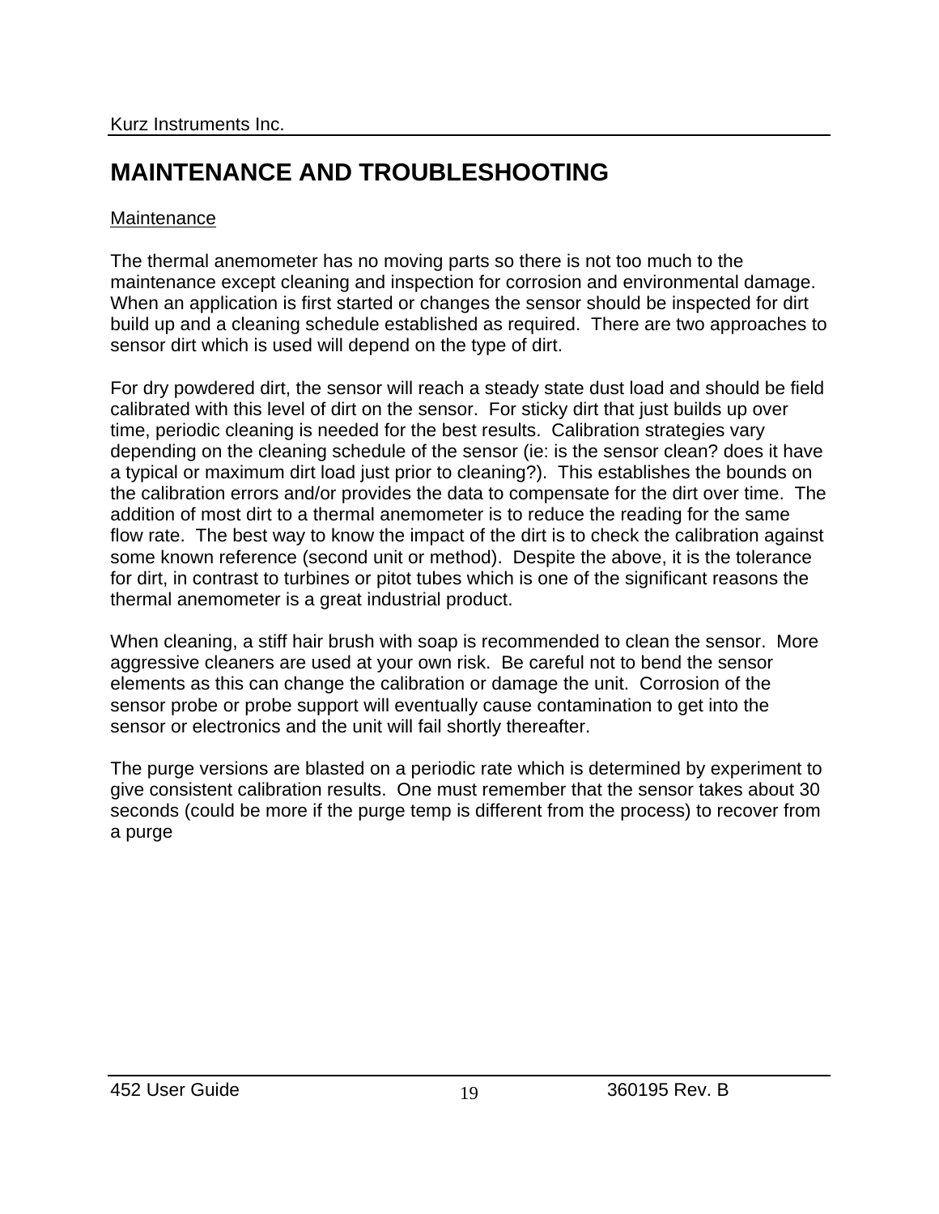# MAINTENANCE AND TROUBLESHOOTING

## Maintenance

The thermal anemometer has no moving parts so there is not too much to the maintenance except cleaning and inspection for corrosion and environmental damage. When an application is first started or changes the sensor should be inspected for dirt build up and a cleaning schedule established as required. There are two approaches to sensor dirt which is used will depend on the type of dirt.

For dry powdered dirt, the sensor will reach a steady state dust load and should be field calibrated with this level of dirt on the sensor. For sticky dirt that just builds up over time, periodic cleaning is needed for the best results. Calibration strategies vary depending on the cleaning schedule of the sensor (ie: is the sensor clean? does it have a typical or maximum dirt load just prior to cleaning?). This establishes the bounds on the calibration errors and/or provides the data to compensate for the dirt over time. The addition of most dirt to a thermal anemometer is to reduce the reading for the same flow rate. The best way to know the impact of the dirt is to check the calibration against some known reference (second unit or method). Despite the above, it is the tolerance for dirt, in contrast to turbines or pitot tubes which is one of the significant reasons the thermal anemometer is a great industrial product.

When cleaning, a stiff hair brush with soap is recommended to clean the sensor. More aggressive cleaners are used at your own risk. Be careful not to bend the sensor elements as this can change the calibration or damage the unit. Corrosion of the sensor probe or probe support will eventually cause contamination to get into the sensor or electronics and the unit will fail shortly thereafter.

The purge versions are blasted on a periodic rate which is determined by experiment to give consistent calibration results. One must remember that the sensor takes about 30 seconds (could be more if the purge temp is different from the process) to recover from a purge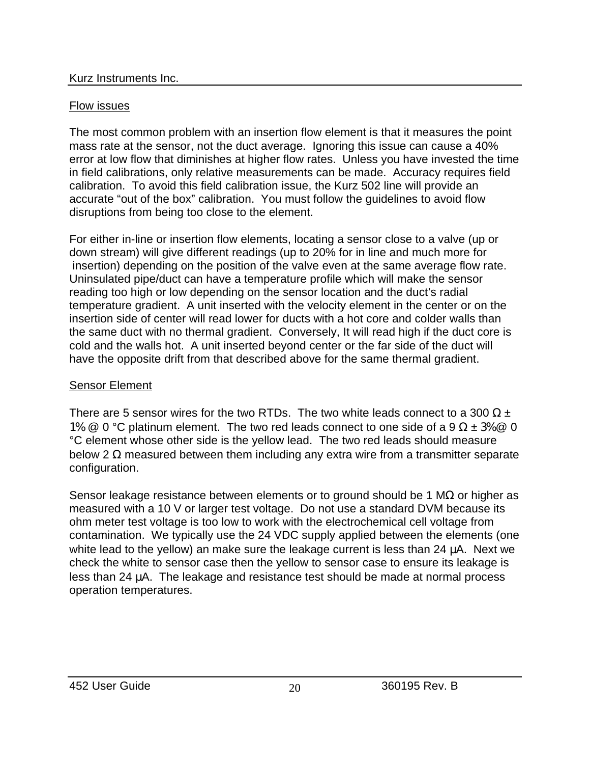## Flow issues

The most common problem with an insertion flow element is that it measures the point mass rate at the sensor, not the duct average. Ignoring this issue can cause a 40% error at low flow that diminishes at higher flow rates. Unless you have invested the time in field calibrations, only relative measurements can be made. Accuracy requires field calibration. To avoid this field calibration issue, the Kurz 502 line will provide an accurate "out of the box" calibration. You must follow the guidelines to avoid flow disruptions from being too close to the element.

For either in-line or insertion flow elements, locating a sensor close to a valve (up or down stream) will give different readings (up to 20% for in line and much more for insertion) depending on the position of the valve even at the same average flow rate. Uninsulated pipe/duct can have a temperature profile which will make the sensor reading too high or low depending on the sensor location and the duct's radial temperature gradient. A unit inserted with the velocity element in the center or on the insertion side of center will read lower for ducts with a hot core and colder walls than the same duct with no thermal gradient. Conversely, It will read high if the duct core is cold and the walls hot. A unit inserted beyond center or the far side of the duct will have the opposite drift from that described above for the same thermal gradient.

## Sensor Element

There are 5 sensor wires for the two RTDs. The two white leads connect to a 300 Ω ± 1% @ 0 °C platinum element. The two red leads connect to one side of a 9 Ω ± 3%@ 0 °C element whose other side is the yellow lead. The two red leads should measure below 2 Ω measured between them including any extra wire from a transmitter separate configuration.

Sensor leakage resistance between elements or to ground should be 1 MΩ or higher as measured with a 10 V or larger test voltage. Do not use a standard DVM because its ohm meter test voltage is too low to work with the electrochemical cell voltage from contamination. We typically use the 24 VDC supply applied between the elements (one white lead to the yellow) an make sure the leakage current is less than 24 μA. Next we check the white to sensor case then the yellow to sensor case to ensure its leakage is less than 24 μA. The leakage and resistance test should be made at normal process operation temperatures.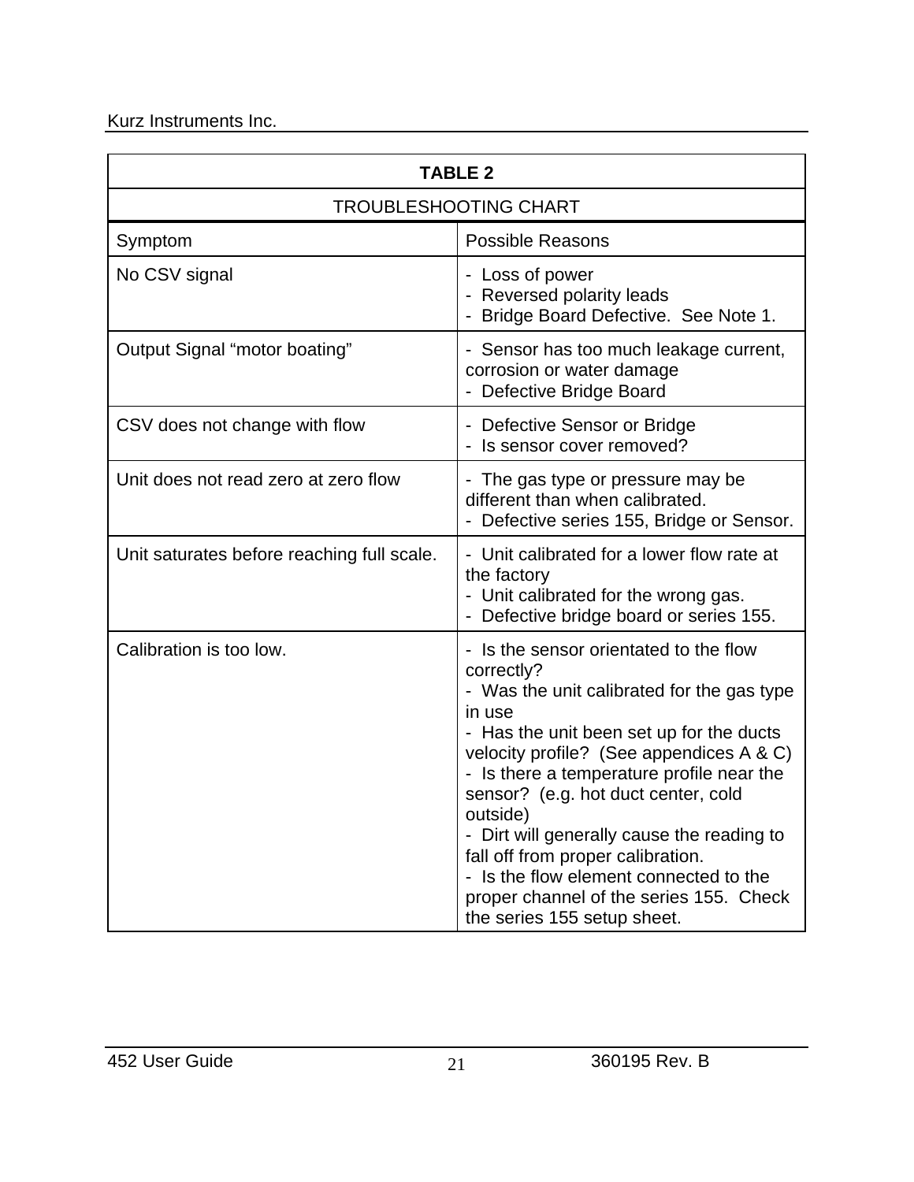**TABLE 2**

TROUBLESHOOTING CHART

| Symptom | Possible Reasons |
|---|---|
| No CSV signal | - Loss of power<br>- Reversed polarity leads<br>- Bridge Board Defective. See Note 1. |
| Output Signal "motor boating" | - Sensor has too much leakage current, corrosion or water damage<br>- Defective Bridge Board |
| CSV does not change with flow | - Defective Sensor or Bridge<br>- Is sensor cover removed? |
| Unit does not read zero at zero flow | - The gas type or pressure may be different than when calibrated.<br>- Defective series 155, Bridge or Sensor. |
| Unit saturates before reaching full scale. | - Unit calibrated for a lower flow rate at the factory<br>- Unit calibrated for the wrong gas.<br>- Defective bridge board or series 155. |
| Calibration is too low. | - Is the sensor orientated to the flow correctly?<br>- Was the unit calibrated for the gas type in use<br>- Has the unit been set up for the ducts velocity profile? (See appendices A & C)<br>- Is there a temperature profile near the sensor? (e.g. hot duct center, cold outside)<br>- Dirt will generally cause the reading to fall off from proper calibration.<br>- Is the flow element connected to the proper channel of the series 155. Check the series 155 setup sheet. |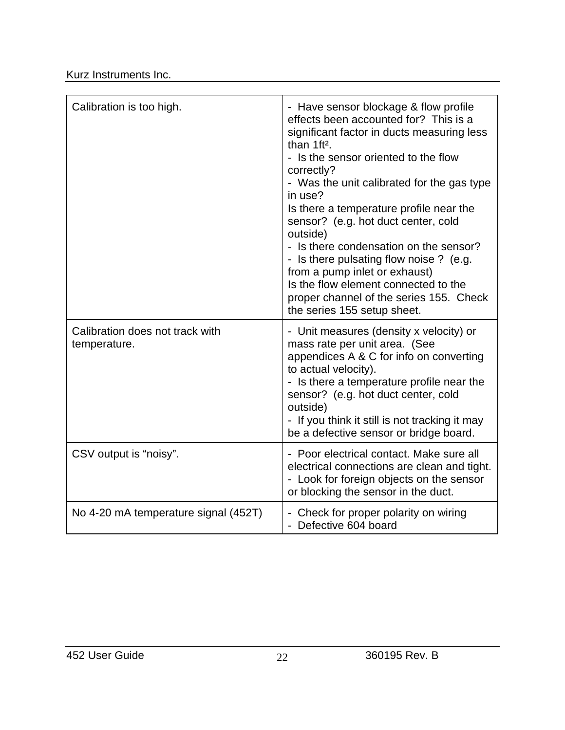| | |
|---|---|
| Calibration is too high. | - Have sensor blockage & flow profile effects been accounted for? This is a significant factor in ducts measuring less than 1ft². <br>- Is the sensor oriented to the flow correctly? <br>- Was the unit calibrated for the gas type in use? <br>Is there a temperature profile near the sensor? (e.g. hot duct center, cold outside) <br>- Is there condensation on the sensor? <br>- Is there pulsating flow noise ? (e.g. from a pump inlet or exhaust) <br>Is the flow element connected to the proper channel of the series 155. Check the series 155 setup sheet. |
| Calibration does not track with temperature. | - Unit measures (density x velocity) or mass rate per unit area. (See appendices A & C for info on converting to actual velocity). <br>- Is there a temperature profile near the sensor? (e.g. hot duct center, cold outside) <br>- If you think it still is not tracking it may be a defective sensor or bridge board. |
| CSV output is “noisy”. | - Poor electrical contact. Make sure all electrical connections are clean and tight. <br>- Look for foreign objects on the sensor or blocking the sensor in the duct. |
| No 4-20 mA temperature signal (452T) | - Check for proper polarity on wiring <br>- Defective 604 board |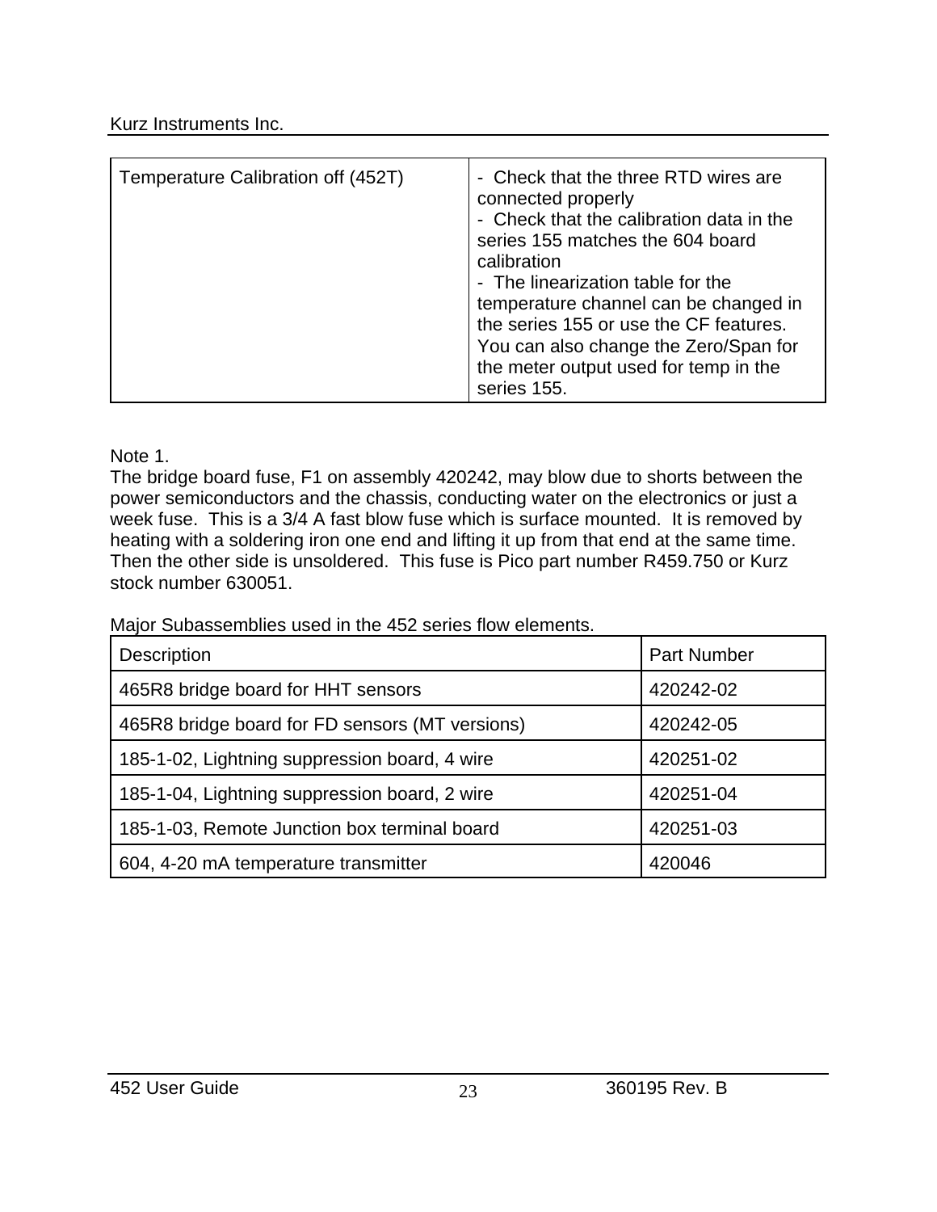| Temperature Calibration off (452T) | - Check that the three RTD wires are connected properly<br>- Check that the calibration data in the series 155 matches the 604 board calibration<br>- The linearization table for the temperature channel can be changed in the series 155 or use the CF features. You can also change the Zero/Span for the meter output used for temp in the series 155. |
|---|---|

Note 1.
The bridge board fuse, F1 on assembly 420242, may blow due to shorts between the power semiconductors and the chassis, conducting water on the electronics or just a week fuse. This is a 3/4 A fast blow fuse which is surface mounted. It is removed by heating with a soldering iron one end and lifting it up from that end at the same time. Then the other side is unsoldered. This fuse is Pico part number R459.750 or Kurz stock number 630051.

Major Subassemblies used in the 452 series flow elements.

| Description | Part Number |
|---|---|
| 465R8 bridge board for HHT sensors | 420242-02 |
| 465R8 bridge board for FD sensors (MT versions) | 420242-05 |
| 185-1-02, Lightning suppression board, 4 wire | 420251-02 |
| 185-1-04, Lightning suppression board, 2 wire | 420251-04 |
| 185-1-03, Remote Junction box terminal board | 420251-03 |
| 604, 4-20 mA temperature transmitter | 420046 |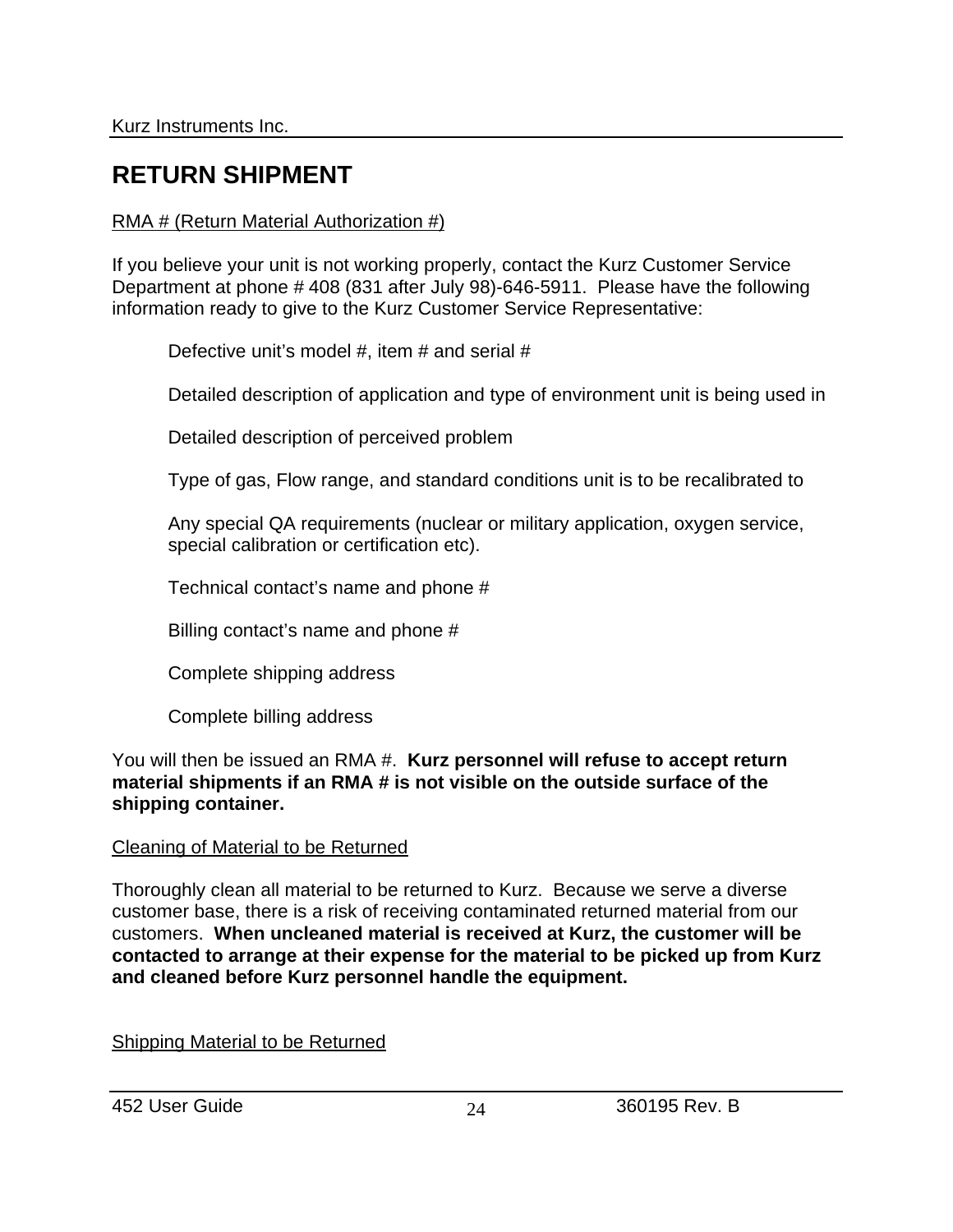# RETURN SHIPMENT

RMA # (Return Material Authorization #)

If you believe your unit is not working properly, contact the Kurz Customer Service Department at phone # 408 (831 after July 98)-646-5911. Please have the following information ready to give to the Kurz Customer Service Representative:

Defective unit's model #, item # and serial #

Detailed description of application and type of environment unit is being used in

Detailed description of perceived problem

Type of gas, Flow range, and standard conditions unit is to be recalibrated to

Any special QA requirements (nuclear or military application, oxygen service, special calibration or certification etc).

Technical contact's name and phone #

Billing contact's name and phone #

Complete shipping address

Complete billing address

You will then be issued an RMA #. **Kurz personnel will refuse to accept return material shipments if an RMA # is not visible on the outside surface of the shipping container.**

Cleaning of Material to be Returned

Thoroughly clean all material to be returned to Kurz. Because we serve a diverse customer base, there is a risk of receiving contaminated returned material from our customers. **When uncleaned material is received at Kurz, the customer will be contacted to arrange at their expense for the material to be picked up from Kurz and cleaned before Kurz personnel handle the equipment.**

Shipping Material to be Returned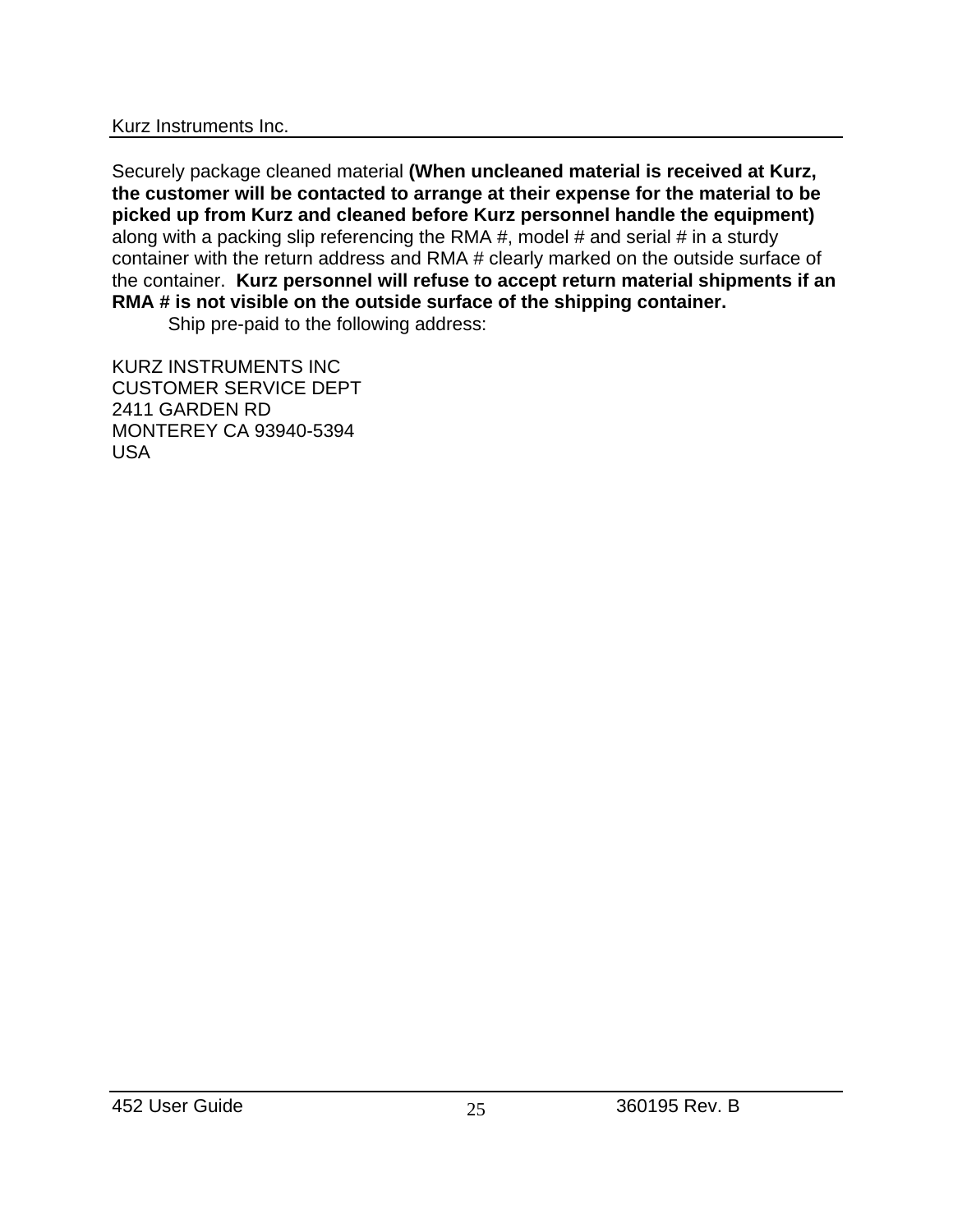Securely package cleaned material **(When uncleaned material is received at Kurz, the customer will be contacted to arrange at their expense for the material to be picked up from Kurz and cleaned before Kurz personnel handle the equipment)** along with a packing slip referencing the RMA #, model # and serial # in a sturdy container with the return address and RMA # clearly marked on the outside surface of the container. **Kurz personnel will refuse to accept return material shipments if an RMA # is not visible on the outside surface of the shipping container.**

Ship pre-paid to the following address:

KURZ INSTRUMENTS INC
CUSTOMER SERVICE DEPT
2411 GARDEN RD
MONTEREY CA 93940-5394
USA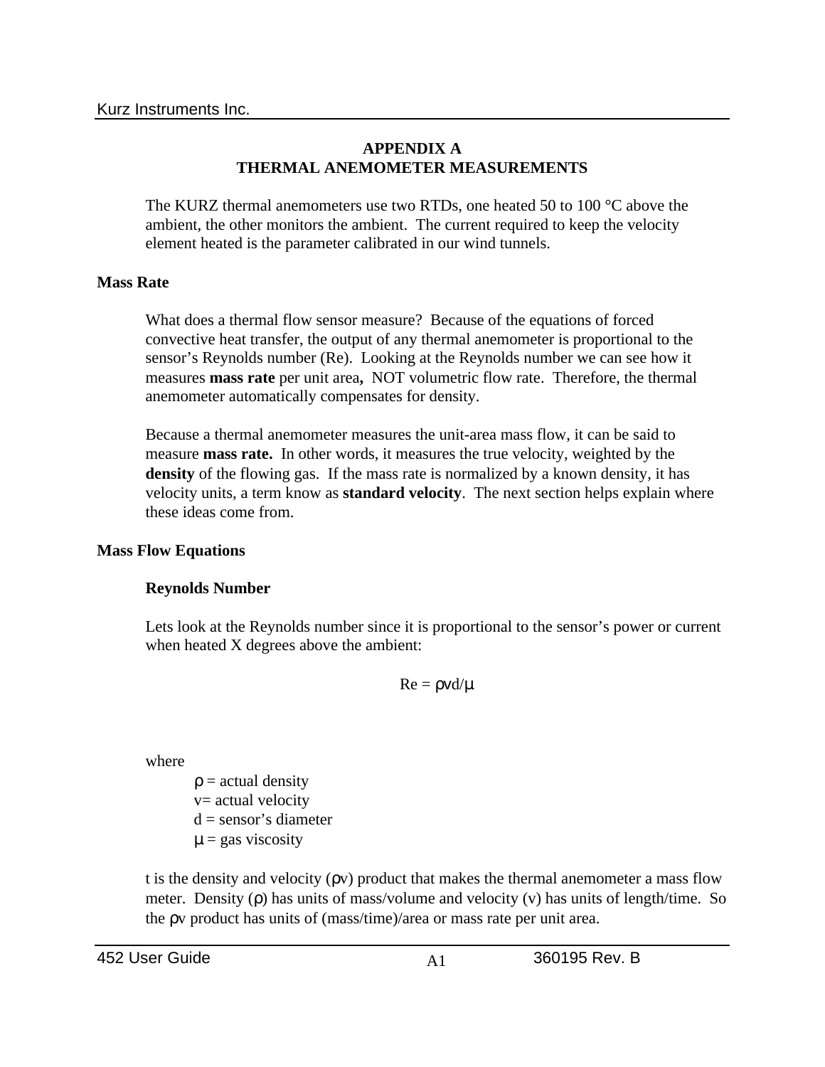# APPENDIX A
# THERMAL ANEMOMETER MEASUREMENTS

The KURZ thermal anemometers use two RTDs, one heated 50 to 100 °C above the ambient, the other monitors the ambient. The current required to keep the velocity element heated is the parameter calibrated in our wind tunnels.

## Mass Rate

What does a thermal flow sensor measure? Because of the equations of forced convective heat transfer, the output of any thermal anemometer is proportional to the sensor's Reynolds number (Re). Looking at the Reynolds number we can see how it measures **mass rate** per unit area**,** NOT volumetric flow rate. Therefore, the thermal anemometer automatically compensates for density.

Because a thermal anemometer measures the unit-area mass flow, it can be said to measure **mass rate.** In other words, it measures the true velocity, weighted by the **density** of the flowing gas. If the mass rate is normalized by a known density, it has velocity units, a term know as **standard velocity**. The next section helps explain where these ideas come from.

## Mass Flow Equations

### Reynolds Number

Lets look at the Reynolds number since it is proportional to the sensor's power or current when heated X degrees above the ambient:

$$Re = \rho v d/\mu$$

where

$\rho$ = actual density
v= actual velocity
d = sensor's diameter
$\mu$ = gas viscosity

t is the density and velocity ($\rho v$) product that makes the thermal anemometer a mass flow meter. Density ($\rho$) has units of mass/volume and velocity (v) has units of length/time. So the $\rho v$ product has units of (mass/time)/area or mass rate per unit area.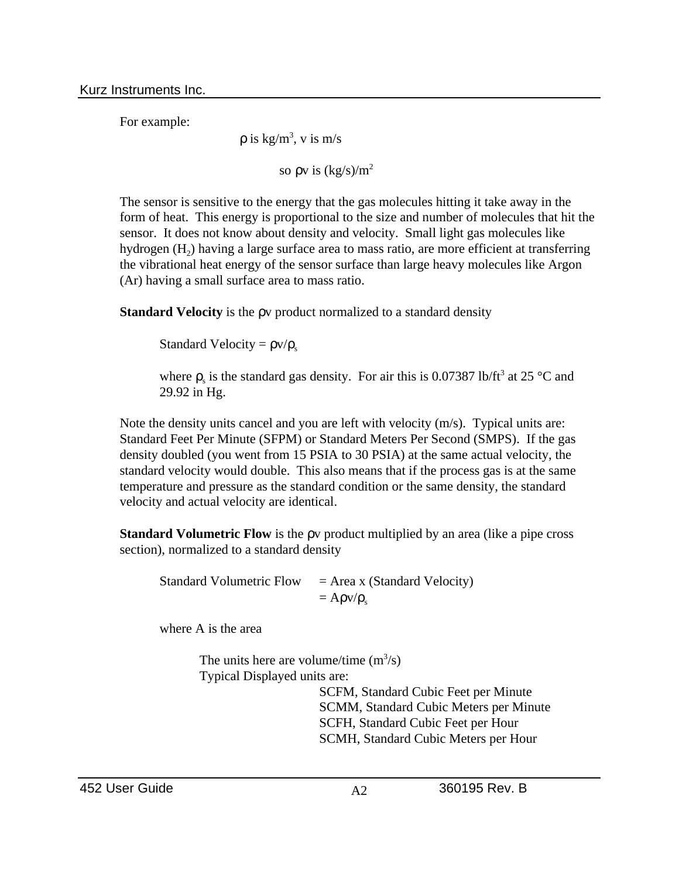For example:

$\rho$ is kg/m$^3$, v is m/s

so $\rho$v is (kg/s)/m$^2$

The sensor is sensitive to the energy that the gas molecules hitting it take away in the form of heat. This energy is proportional to the size and number of molecules that hit the sensor. It does not know about density and velocity. Small light gas molecules like hydrogen ($H_2$) having a large surface area to mass ratio, are more efficient at transferring the vibrational heat energy of the sensor surface than large heavy molecules like Argon (Ar) having a small surface area to mass ratio.

**Standard Velocity** is the $\rho$v product normalized to a standard density

Standard Velocity = $\rho v/\rho_s$

where $\rho_s$ is the standard gas density. For air this is 0.07387 lb/ft$^3$ at 25 °C and 29.92 in Hg.

Note the density units cancel and you are left with velocity (m/s). Typical units are: Standard Feet Per Minute (SFPM) or Standard Meters Per Second (SMPS). If the gas density doubled (you went from 15 PSIA to 30 PSIA) at the same actual velocity, the standard velocity would double. This also means that if the process gas is at the same temperature and pressure as the standard condition or the same density, the standard velocity and actual velocity are identical.

**Standard Volumetric Flow** is the $\rho$v product multiplied by an area (like a pipe cross section), normalized to a standard density

Standard Volumetric Flow = Area x (Standard Velocity)
= $A\rho v/\rho_s$

where A is the area

The units here are volume/time (m$^3$/s)
Typical Displayed units are:

- SCFM, Standard Cubic Feet per Minute
- SCMM, Standard Cubic Meters per Minute
- SCFH, Standard Cubic Feet per Hour
- SCMH, Standard Cubic Meters per Hour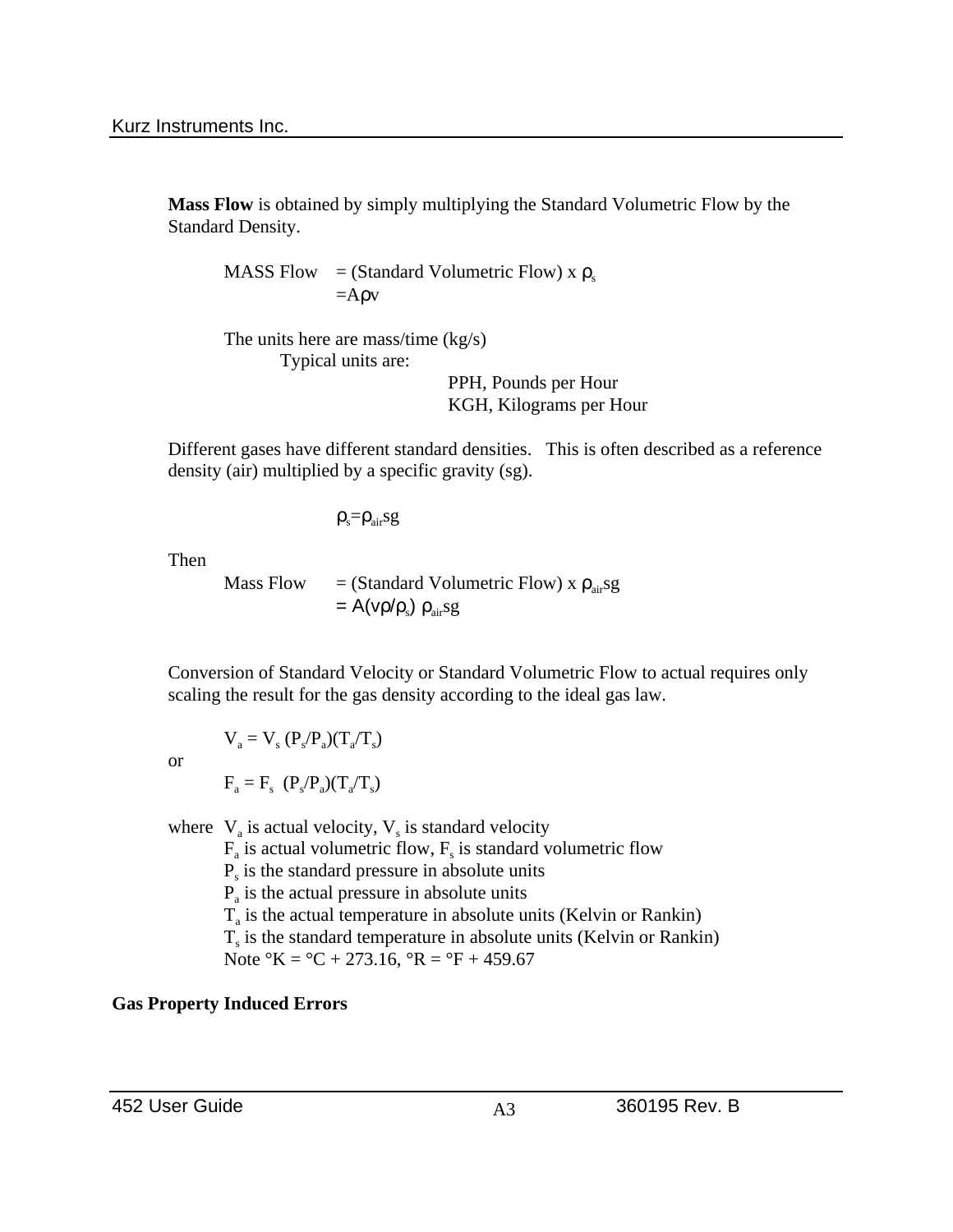**Mass Flow** is obtained by simply multiplying the Standard Volumetric Flow by the Standard Density.

MASS Flow = (Standard Volumetric Flow) x $\rho_s$
$= A\rho v$

The units here are mass/time (kg/s)

Typical units are:

PPH, Pounds per Hour
KGH, Kilograms per Hour

Different gases have different standard densities. This is often described as a reference density (air) multiplied by a specific gravity (sg).

$$\rho_s = \rho_{air} sg$$

Then

Mass Flow = (Standard Volumetric Flow) x $\rho_{air} sg$
$= A(v\rho/\rho_s)\ \rho_{air} sg$

Conversion of Standard Velocity or Standard Volumetric Flow to actual requires only scaling the result for the gas density according to the ideal gas law.

$$V_a = V_s\ (P_s/P_a)(T_a/T_s)$$

or

$$F_a = F_s\ (P_s/P_a)(T_a/T_s)$$

where $V_a$ is actual velocity, $V_s$ is standard velocity
$F_a$ is actual volumetric flow, $F_s$ is standard volumetric flow
$P_s$ is the standard pressure in absolute units
$P_a$ is the actual pressure in absolute units
$T_a$ is the actual temperature in absolute units (Kelvin or Rankin)
$T_s$ is the standard temperature in absolute units (Kelvin or Rankin)
Note °K = °C + 273.16, °R = °F + 459.67

**Gas Property Induced Errors**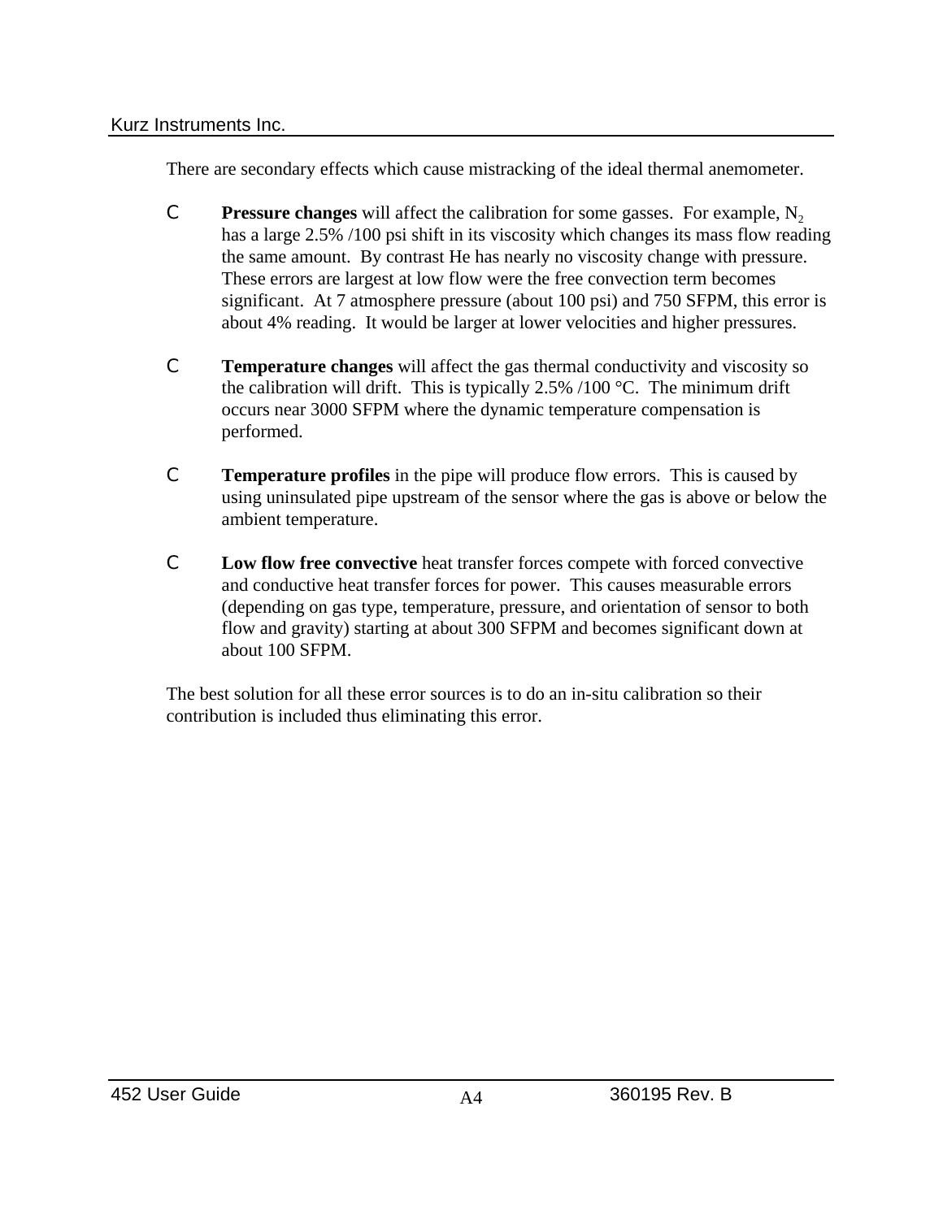There are secondary effects which cause mistracking of the ideal thermal anemometer.

- **Pressure changes** will affect the calibration for some gasses. For example, $N_2$ has a large 2.5% /100 psi shift in its viscosity which changes its mass flow reading the same amount. By contrast He has nearly no viscosity change with pressure. These errors are largest at low flow were the free convection term becomes significant. At 7 atmosphere pressure (about 100 psi) and 750 SFPM, this error is about 4% reading. It would be larger at lower velocities and higher pressures.

- **Temperature changes** will affect the gas thermal conductivity and viscosity so the calibration will drift. This is typically 2.5% /100 °C. The minimum drift occurs near 3000 SFPM where the dynamic temperature compensation is performed.

- **Temperature profiles** in the pipe will produce flow errors. This is caused by using uninsulated pipe upstream of the sensor where the gas is above or below the ambient temperature.

- **Low flow free convective** heat transfer forces compete with forced convective and conductive heat transfer forces for power. This causes measurable errors (depending on gas type, temperature, pressure, and orientation of sensor to both flow and gravity) starting at about 300 SFPM and becomes significant down at about 100 SFPM.

The best solution for all these error sources is to do an in-situ calibration so their contribution is included thus eliminating this error.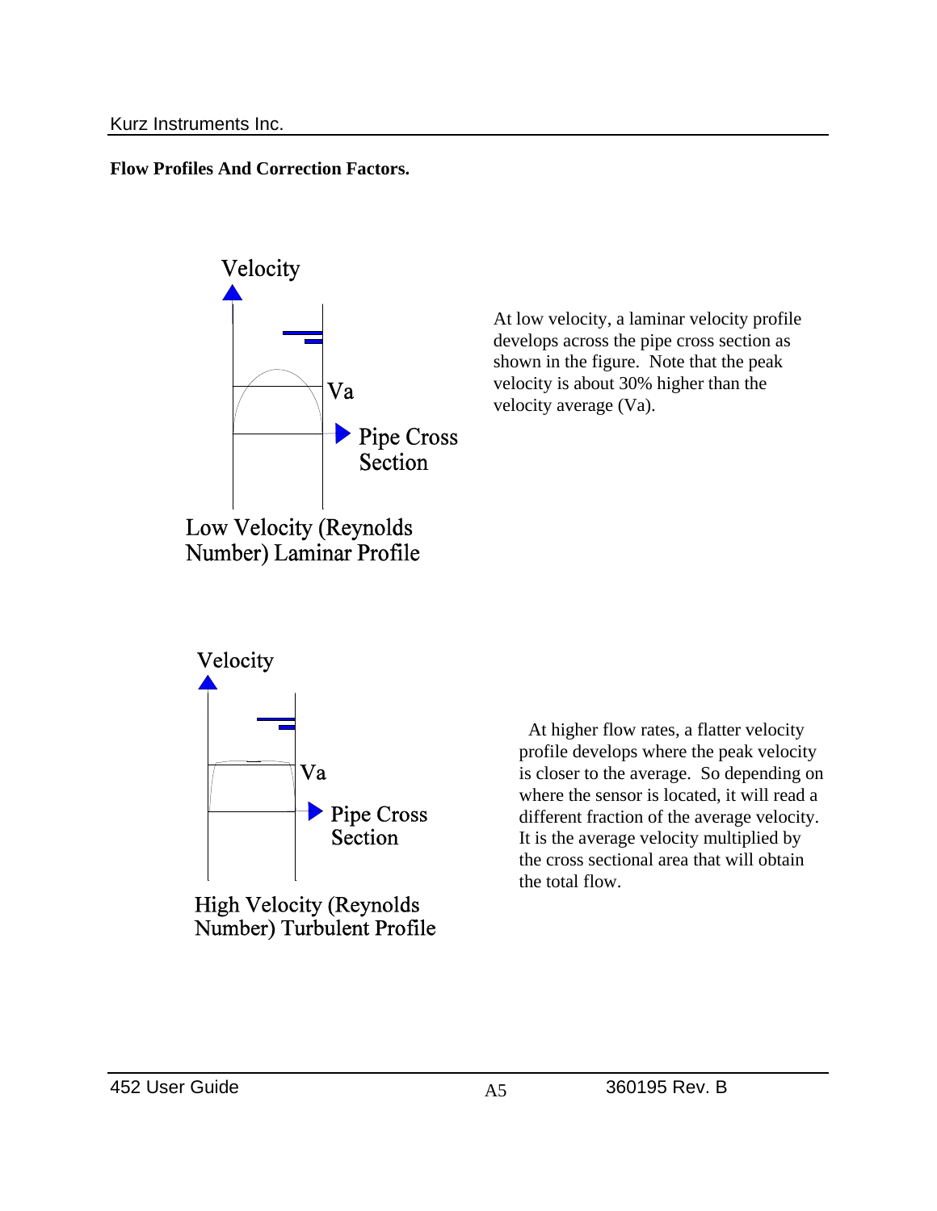**Flow Profiles And Correction Factors.**

Velocity

Va

Pipe Cross Section

Low Velocity (Reynolds Number) Laminar Profile

At low velocity, a laminar velocity profile develops across the pipe cross section as shown in the figure. Note that the peak velocity is about 30% higher than the velocity average (Va).

Velocity

Va

Pipe Cross Section

High Velocity (Reynolds Number) Turbulent Profile

At higher flow rates, a flatter velocity profile develops where the peak velocity is closer to the average. So depending on where the sensor is located, it will read a different fraction of the average velocity. It is the average velocity multiplied by the cross sectional area that will obtain the total flow.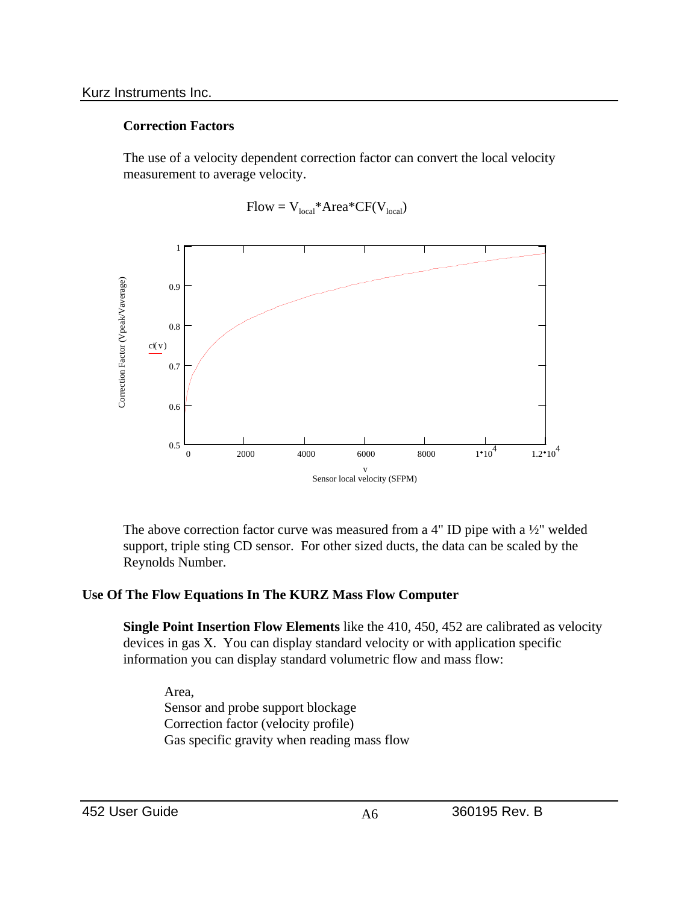## Correction Factors

The use of a velocity dependent correction factor can convert the local velocity measurement to average velocity.

$$Flow = V_{local} * Area * CF(V_{local})$$

The above correction factor curve was measured from a 4" ID pipe with a ½" welded support, triple sting CD sensor. For other sized ducts, the data can be scaled by the Reynolds Number.

## Use Of The Flow Equations In The KURZ Mass Flow Computer

**Single Point Insertion Flow Elements** like the 410, 450, 452 are calibrated as velocity devices in gas X. You can display standard velocity or with application specific information you can display standard volumetric flow and mass flow:

Area,
Sensor and probe support blockage
Correction factor (velocity profile)
Gas specific gravity when reading mass flow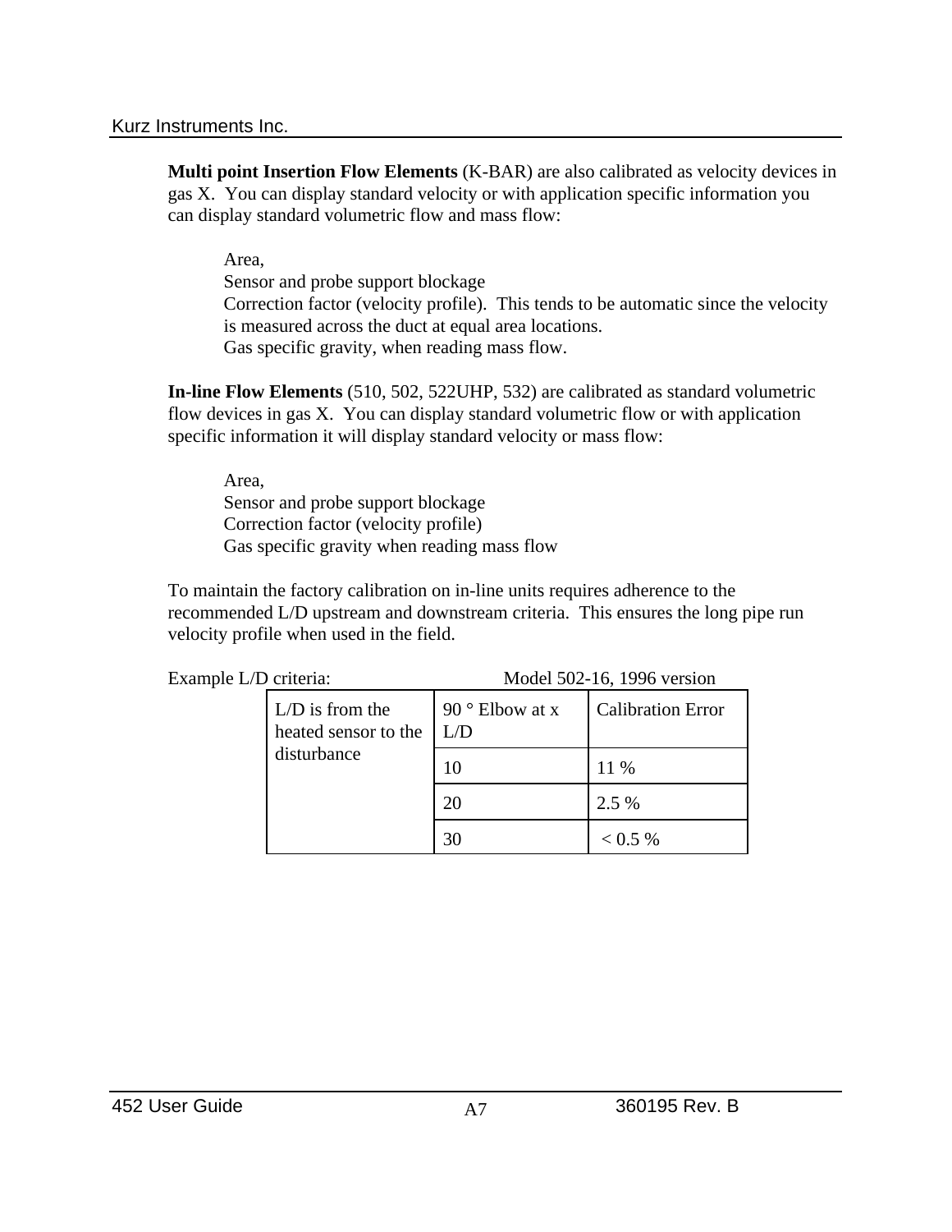**Multi point Insertion Flow Elements** (K-BAR) are also calibrated as velocity devices in gas X. You can display standard velocity or with application specific information you can display standard volumetric flow and mass flow:

Area,  
Sensor and probe support blockage  
Correction factor (velocity profile). This tends to be automatic since the velocity is measured across the duct at equal area locations.  
Gas specific gravity, when reading mass flow.

**In-line Flow Elements** (510, 502, 522UHP, 532) are calibrated as standard volumetric flow devices in gas X. You can display standard volumetric flow or with application specific information it will display standard velocity or mass flow:

Area,  
Sensor and probe support blockage  
Correction factor (velocity profile)  
Gas specific gravity when reading mass flow

To maintain the factory calibration on in-line units requires adherence to the recommended L/D upstream and downstream criteria. This ensures the long pipe run velocity profile when used in the field.

Example L/D criteria: Model 502-16, 1996 version

| L/D is from the heated sensor to the disturbance | 90 ° Elbow at x L/D | Calibration Error |
|---|---|---|
| | 10 | 11 % |
| | 20 | 2.5 % |
| | 30 | < 0.5 % |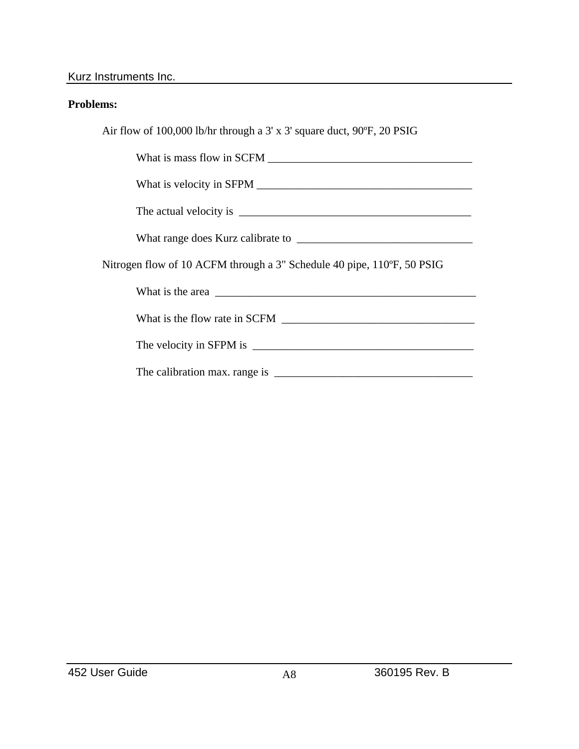**Problems:**

Air flow of 100,000 lb/hr through a 3' x 3' square duct, 90ºF, 20 PSIG

What is mass flow in SCFM _____________________________________

What is velocity in SFPM ______________________________________

The actual velocity is __________________________________________

What range does Kurz calibrate to ________________________________

Nitrogen flow of 10 ACFM through a 3" Schedule 40 pipe, 110ºF, 50 PSIG

What is the area _______________________________________________

What is the flow rate in SCFM __________________________________

The velocity in SFPM is ________________________________________

The calibration max. range is ___________________________________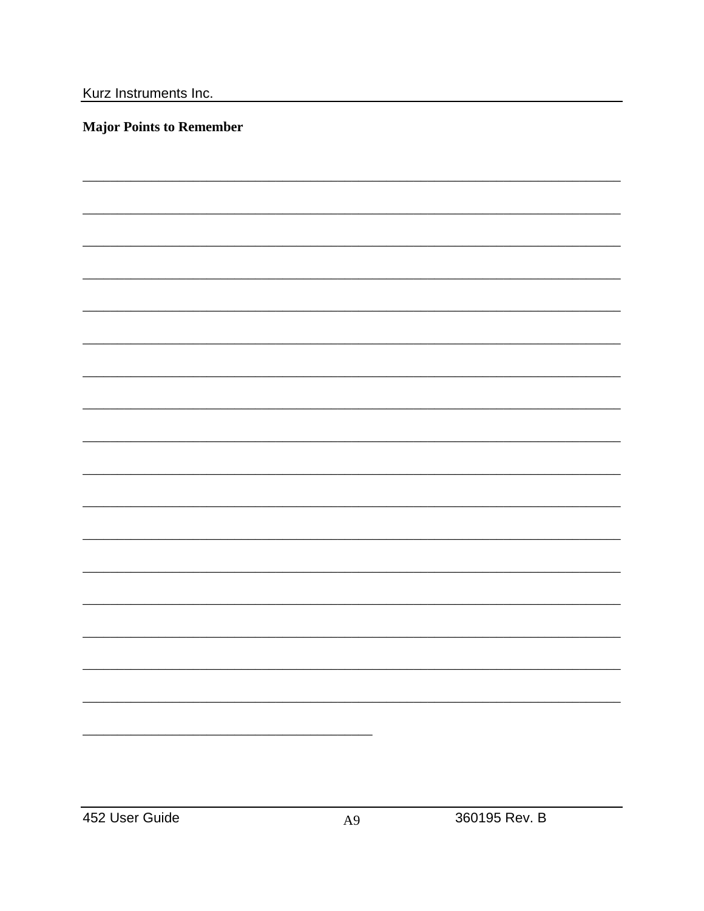**Major Points to Remember**

________________________________________________________________________

________________________________________________________________________

________________________________________________________________________

________________________________________________________________________

________________________________________________________________________

________________________________________________________________________

________________________________________________________________________

________________________________________________________________________

________________________________________________________________________

________________________________________________________________________

________________________________________________________________________

________________________________________________________________________

________________________________________________________________________

________________________________________________________________________

________________________________________________________________________

________________________________________________________________________

________________________________________________________________________

_____________________________________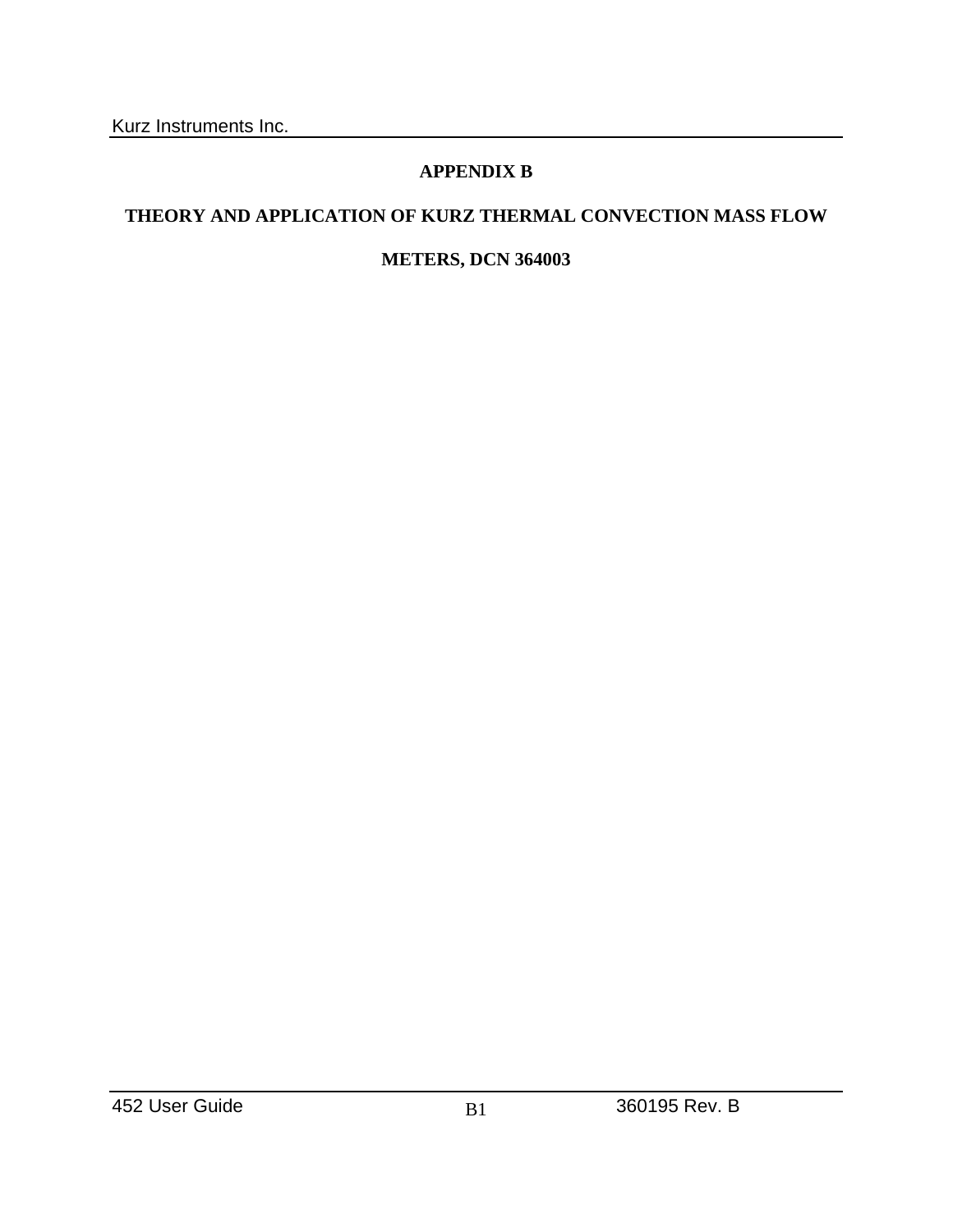# APPENDIX B

## THEORY AND APPLICATION OF KURZ THERMAL CONVECTION MASS FLOW METERS, DCN 364003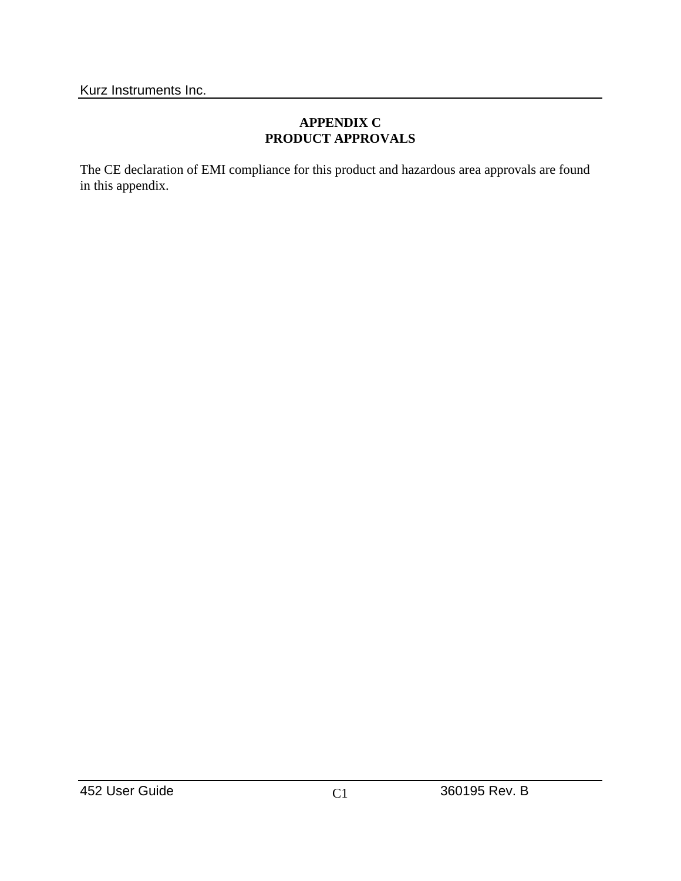# APPENDIX C
# PRODUCT APPROVALS

The CE declaration of EMI compliance for this product and hazardous area approvals are found in this appendix.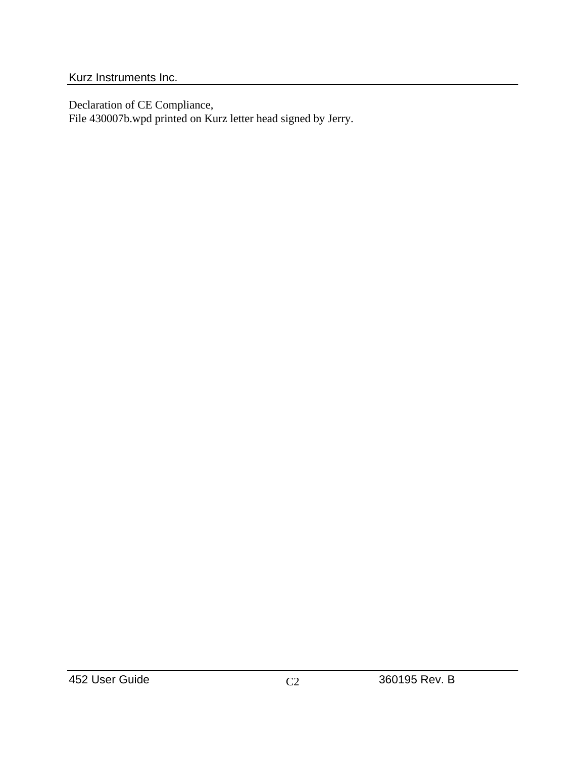Declaration of CE Compliance,
File 430007b.wpd printed on Kurz letter head signed by Jerry.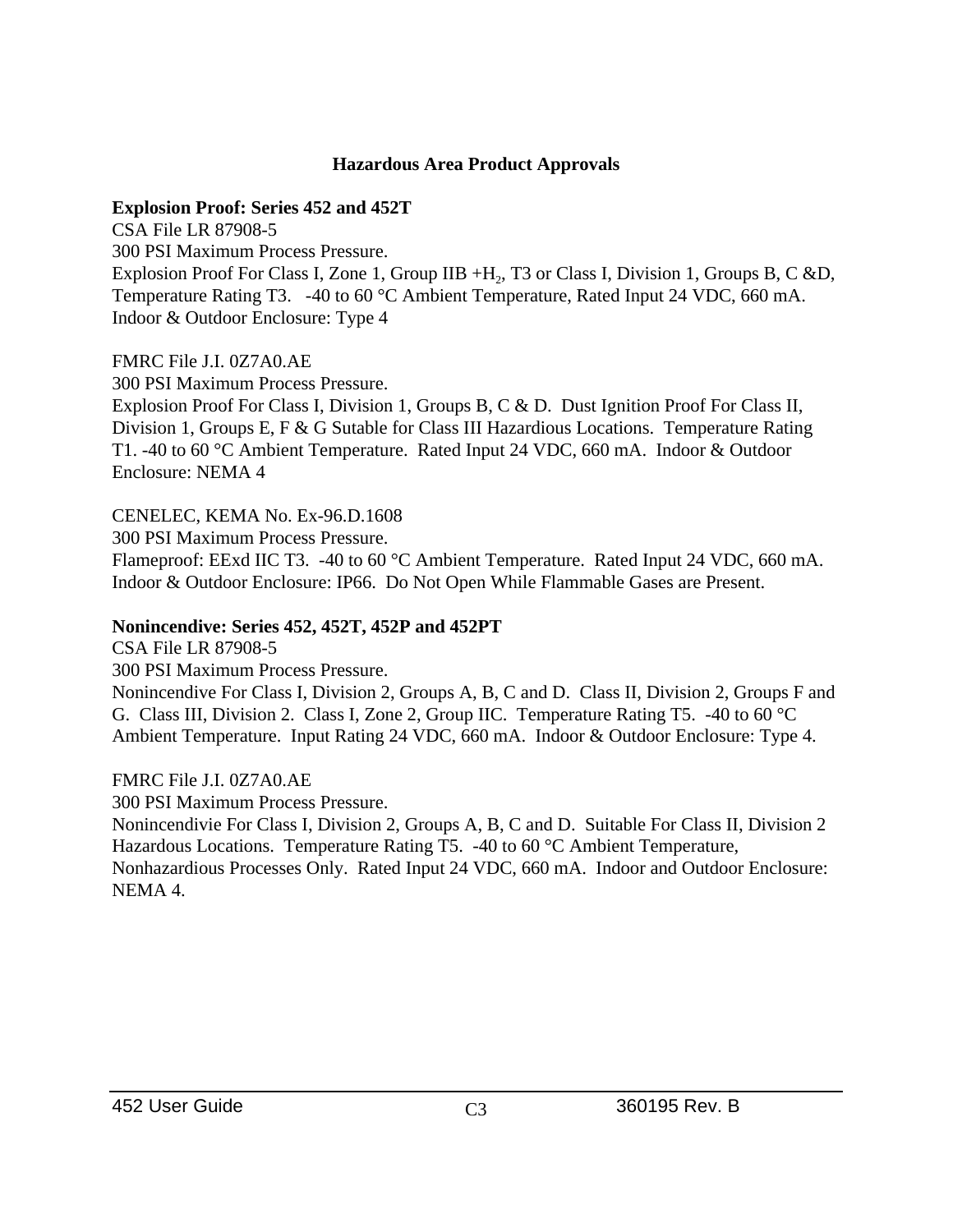# Hazardous Area Product Approvals

**Explosion Proof: Series 452 and 452T**

CSA File LR 87908-5
300 PSI Maximum Process Pressure.
Explosion Proof For Class I, Zone 1, Group IIB +$H_2$, T3 or Class I, Division 1, Groups B, C &D, Temperature Rating T3. -40 to 60 °C Ambient Temperature, Rated Input 24 VDC, 660 mA. Indoor & Outdoor Enclosure: Type 4

FMRC File J.I. 0Z7A0.AE
300 PSI Maximum Process Pressure.
Explosion Proof For Class I, Division 1, Groups B, C & D. Dust Ignition Proof For Class II, Division 1, Groups E, F & G Sutable for Class III Hazardious Locations. Temperature Rating T1. -40 to 60 °C Ambient Temperature. Rated Input 24 VDC, 660 mA. Indoor & Outdoor Enclosure: NEMA 4

CENELEC, KEMA No. Ex-96.D.1608
300 PSI Maximum Process Pressure.
Flameproof: EExd IIC T3. -40 to 60 °C Ambient Temperature. Rated Input 24 VDC, 660 mA. Indoor & Outdoor Enclosure: IP66. Do Not Open While Flammable Gases are Present.

**Nonincendive: Series 452, 452T, 452P and 452PT**

CSA File LR 87908-5
300 PSI Maximum Process Pressure.
Nonincendive For Class I, Division 2, Groups A, B, C and D. Class II, Division 2, Groups F and G. Class III, Division 2. Class I, Zone 2, Group IIC. Temperature Rating T5. -40 to 60 °C Ambient Temperature. Input Rating 24 VDC, 660 mA. Indoor & Outdoor Enclosure: Type 4.

FMRC File J.I. 0Z7A0.AE
300 PSI Maximum Process Pressure.
Nonincendivie For Class I, Division 2, Groups A, B, C and D. Suitable For Class II, Division 2 Hazardous Locations. Temperature Rating T5. -40 to 60 °C Ambient Temperature, Nonhazardious Processes Only. Rated Input 24 VDC, 660 mA. Indoor and Outdoor Enclosure: NEMA 4.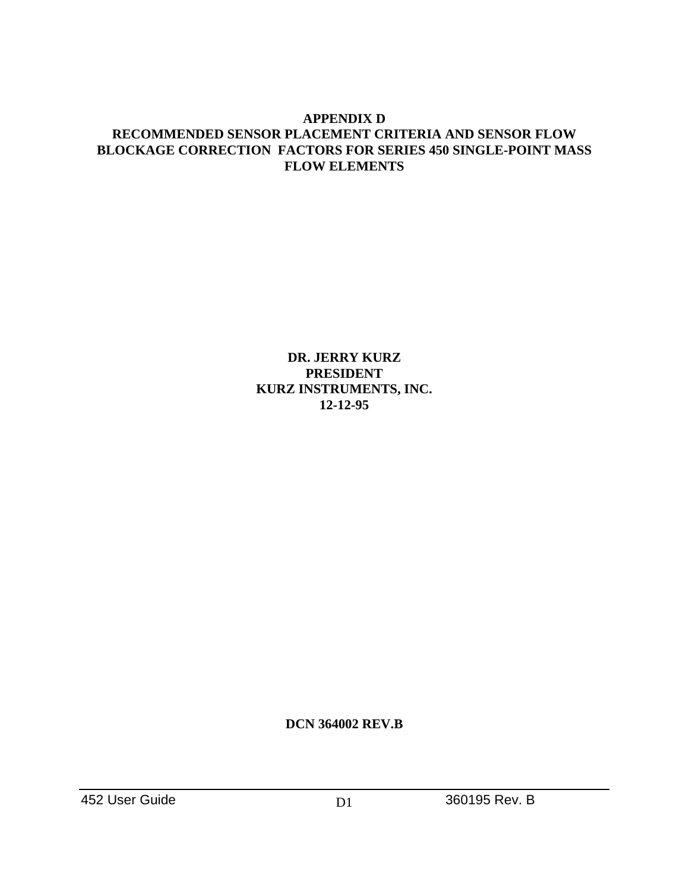# APPENDIX D
# RECOMMENDED SENSOR PLACEMENT CRITERIA AND SENSOR FLOW BLOCKAGE CORRECTION FACTORS FOR SERIES 450 SINGLE-POINT MASS FLOW ELEMENTS

**DR. JERRY KURZ**
**PRESIDENT**
**KURZ INSTRUMENTS, INC.**
**12-12-95**

**DCN 364002 REV.B**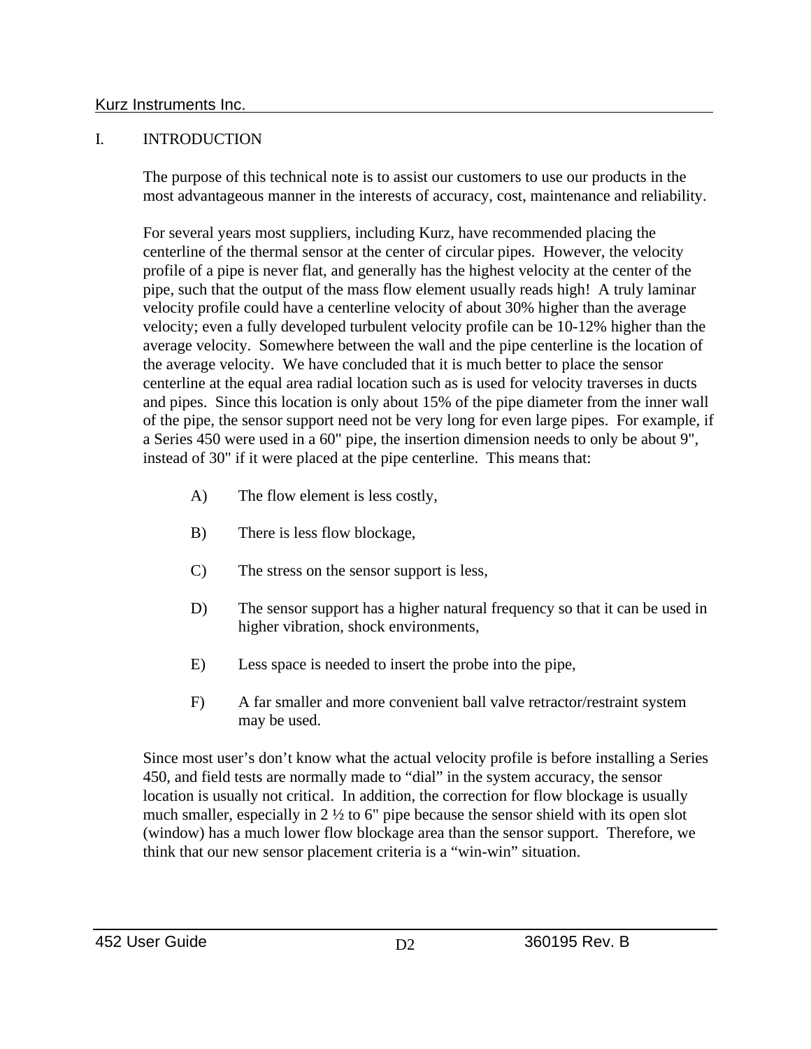## I. INTRODUCTION

The purpose of this technical note is to assist our customers to use our products in the most advantageous manner in the interests of accuracy, cost, maintenance and reliability.

For several years most suppliers, including Kurz, have recommended placing the centerline of the thermal sensor at the center of circular pipes. However, the velocity profile of a pipe is never flat, and generally has the highest velocity at the center of the pipe, such that the output of the mass flow element usually reads high! A truly laminar velocity profile could have a centerline velocity of about 30% higher than the average velocity; even a fully developed turbulent velocity profile can be 10-12% higher than the average velocity. Somewhere between the wall and the pipe centerline is the location of the average velocity. We have concluded that it is much better to place the sensor centerline at the equal area radial location such as is used for velocity traverses in ducts and pipes. Since this location is only about 15% of the pipe diameter from the inner wall of the pipe, the sensor support need not be very long for even large pipes. For example, if a Series 450 were used in a 60" pipe, the insertion dimension needs to only be about 9", instead of 30" if it were placed at the pipe centerline. This means that:

A) The flow element is less costly,

B) There is less flow blockage,

C) The stress on the sensor support is less,

D) The sensor support has a higher natural frequency so that it can be used in higher vibration, shock environments,

E) Less space is needed to insert the probe into the pipe,

F) A far smaller and more convenient ball valve retractor/restraint system may be used.

Since most user's don't know what the actual velocity profile is before installing a Series 450, and field tests are normally made to "dial" in the system accuracy, the sensor location is usually not critical. In addition, the correction for flow blockage is usually much smaller, especially in 2 ½ to 6" pipe because the sensor shield with its open slot (window) has a much lower flow blockage area than the sensor support. Therefore, we think that our new sensor placement criteria is a "win-win" situation.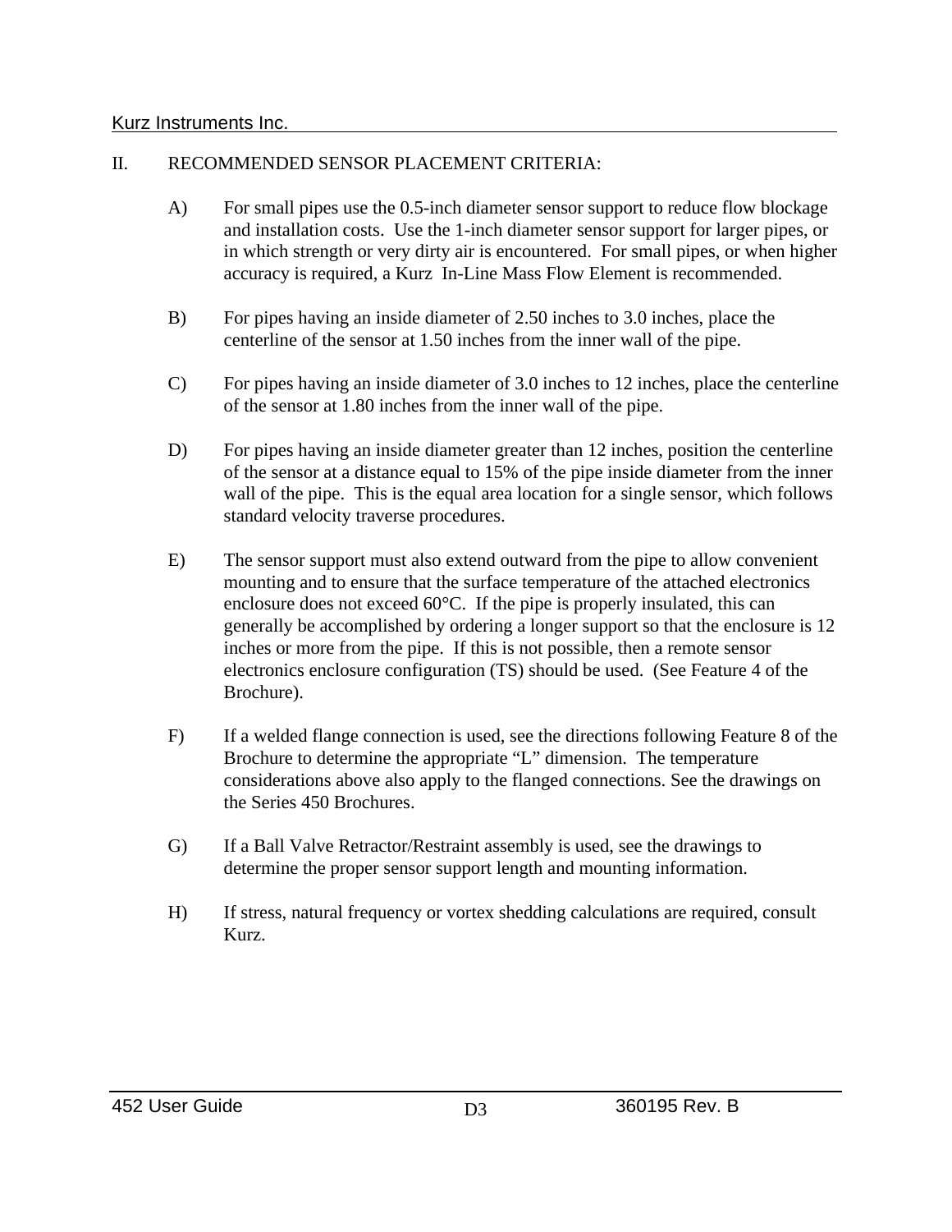## II. RECOMMENDED SENSOR PLACEMENT CRITERIA:

A) For small pipes use the 0.5-inch diameter sensor support to reduce flow blockage and installation costs. Use the 1-inch diameter sensor support for larger pipes, or in which strength or very dirty air is encountered. For small pipes, or when higher accuracy is required, a Kurz In-Line Mass Flow Element is recommended.

B) For pipes having an inside diameter of 2.50 inches to 3.0 inches, place the centerline of the sensor at 1.50 inches from the inner wall of the pipe.

C) For pipes having an inside diameter of 3.0 inches to 12 inches, place the centerline of the sensor at 1.80 inches from the inner wall of the pipe.

D) For pipes having an inside diameter greater than 12 inches, position the centerline of the sensor at a distance equal to 15% of the pipe inside diameter from the inner wall of the pipe. This is the equal area location for a single sensor, which follows standard velocity traverse procedures.

E) The sensor support must also extend outward from the pipe to allow convenient mounting and to ensure that the surface temperature of the attached electronics enclosure does not exceed 60°C. If the pipe is properly insulated, this can generally be accomplished by ordering a longer support so that the enclosure is 12 inches or more from the pipe. If this is not possible, then a remote sensor electronics enclosure configuration (TS) should be used. (See Feature 4 of the Brochure).

F) If a welded flange connection is used, see the directions following Feature 8 of the Brochure to determine the appropriate "L" dimension. The temperature considerations above also apply to the flanged connections. See the drawings on the Series 450 Brochures.

G) If a Ball Valve Retractor/Restraint assembly is used, see the drawings to determine the proper sensor support length and mounting information.

H) If stress, natural frequency or vortex shedding calculations are required, consult Kurz.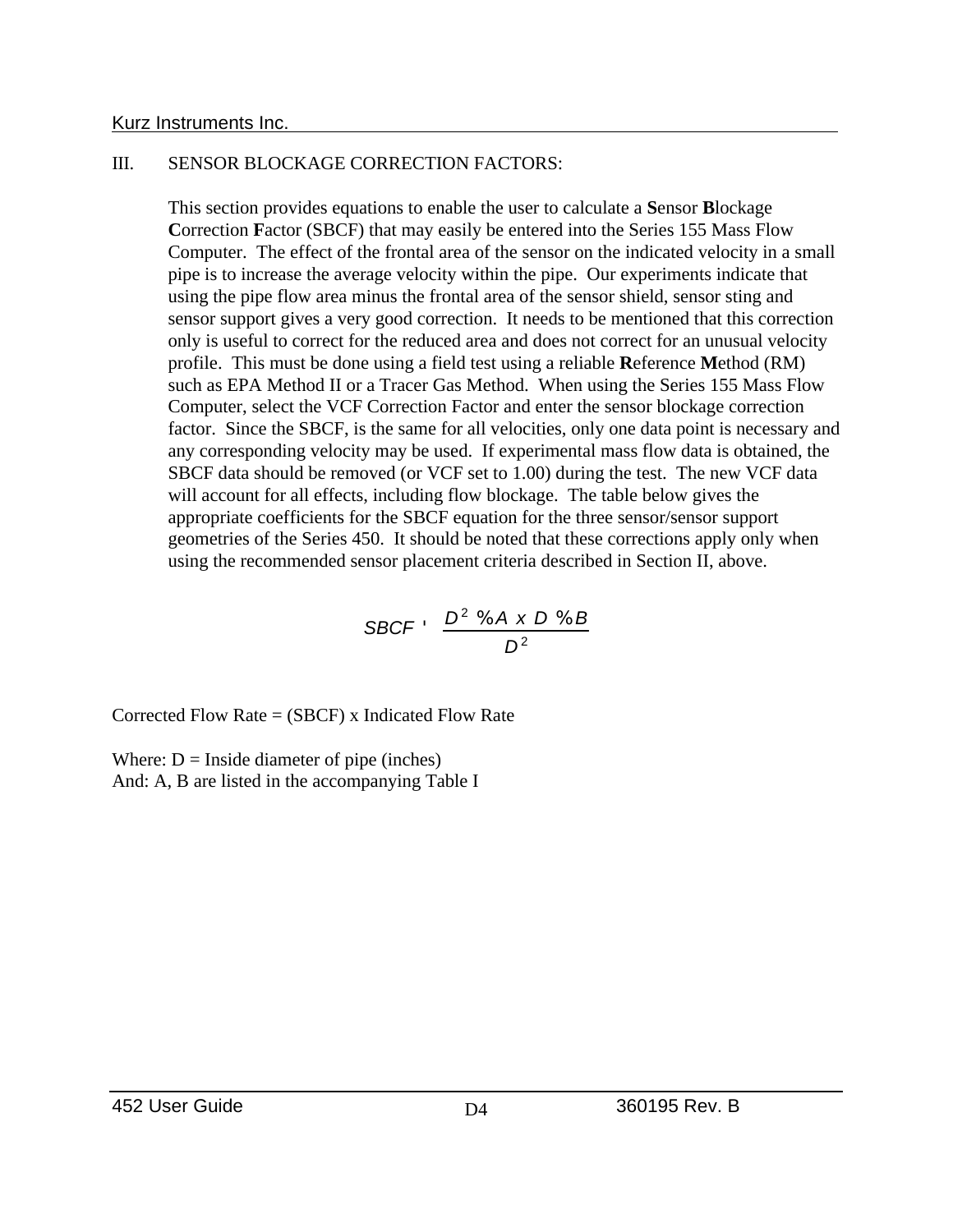## III. SENSOR BLOCKAGE CORRECTION FACTORS:

This section provides equations to enable the user to calculate a **S**ensor **B**lockage **C**orrection **F**actor (SBCF) that may easily be entered into the Series 155 Mass Flow Computer. The effect of the frontal area of the sensor on the indicated velocity in a small pipe is to increase the average velocity within the pipe. Our experiments indicate that using the pipe flow area minus the frontal area of the sensor shield, sensor sting and sensor support gives a very good correction. It needs to be mentioned that this correction only is useful to correct for the reduced area and does not correct for an unusual velocity profile. This must be done using a field test using a reliable **R**eference **M**ethod (RM) such as EPA Method II or a Tracer Gas Method. When using the Series 155 Mass Flow Computer, select the VCF Correction Factor and enter the sensor blockage correction factor. Since the SBCF, is the same for all velocities, only one data point is necessary and any corresponding velocity may be used. If experimental mass flow data is obtained, the SBCF data should be removed (or VCF set to 1.00) during the test. The new VCF data will account for all effects, including flow blockage. The table below gives the appropriate coefficients for the SBCF equation for the three sensor/sensor support geometries of the Series 450. It should be noted that these corrections apply only when using the recommended sensor placement criteria described in Section II, above.

$$SBCF = \frac{D^2 + A \times D + B}{D^2}$$

Corrected Flow Rate = (SBCF) x Indicated Flow Rate

Where: D = Inside diameter of pipe (inches)
And: A, B are listed in the accompanying Table I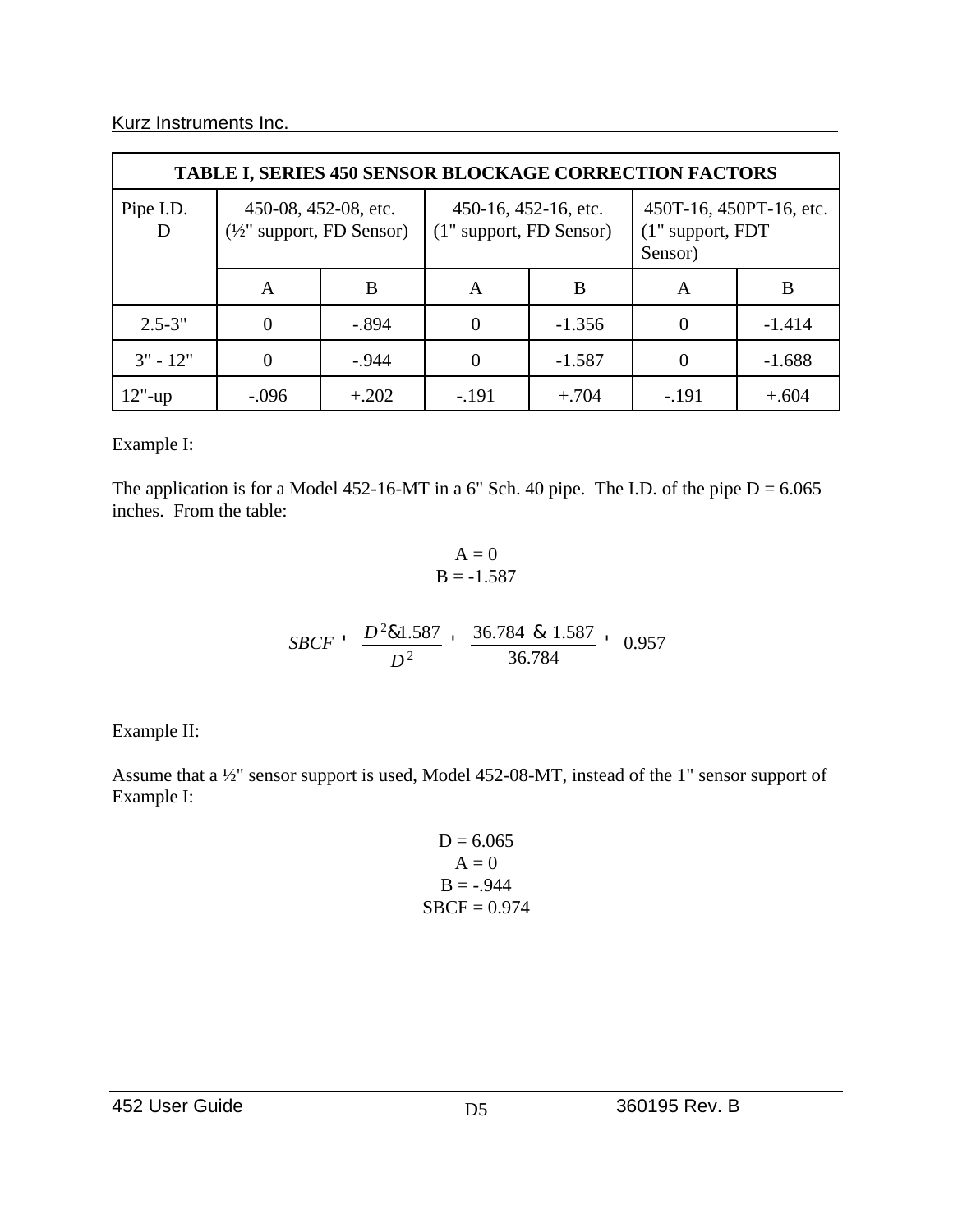| TABLE I, SERIES 450 SENSOR BLOCKAGE CORRECTION FACTORS | | | | | | |
|---|---|---|---|---|---|---|
| Pipe I.D. D | 450-08, 452-08, etc. (½" support, FD Sensor) | | 450-16, 452-16, etc. (1" support, FD Sensor) | | 450T-16, 450PT-16, etc. (1" support, FDT Sensor) | |
| | A | B | A | B | A | B |
| 2.5-3" | 0 | -.894 | 0 | -1.356 | 0 | -1.414 |
| 3" - 12" | 0 | -.944 | 0 | -1.587 | 0 | -1.688 |
| 12"-up | -.096 | +.202 | -.191 | +.704 | -.191 | +.604 |

Example I:

The application is for a Model 452-16-MT in a 6" Sch. 40 pipe. The I.D. of the pipe D = 6.065 inches. From the table:

A = 0
B = -1.587

$$SBCF = \frac{D^2 - 1.587}{D^2} = \frac{36.784 - 1.587}{36.784} = 0.957$$

Example II:

Assume that a ½" sensor support is used, Model 452-08-MT, instead of the 1" sensor support of Example I:

D = 6.065
A = 0
B = -.944
SBCF = 0.974